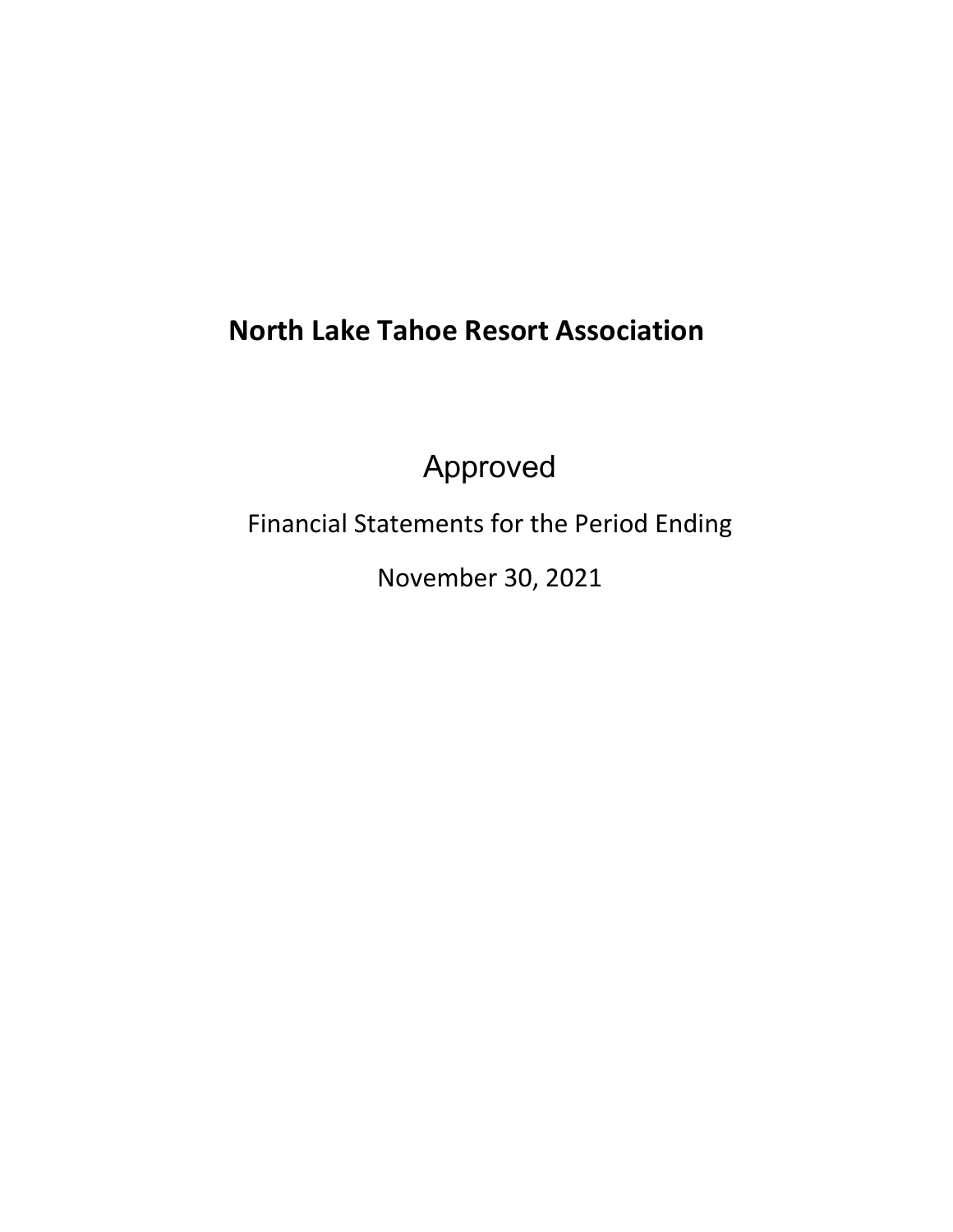# North Lake Tahoe Resort Association

Approved

Financial Statements for the Period Ending

November 30, 2021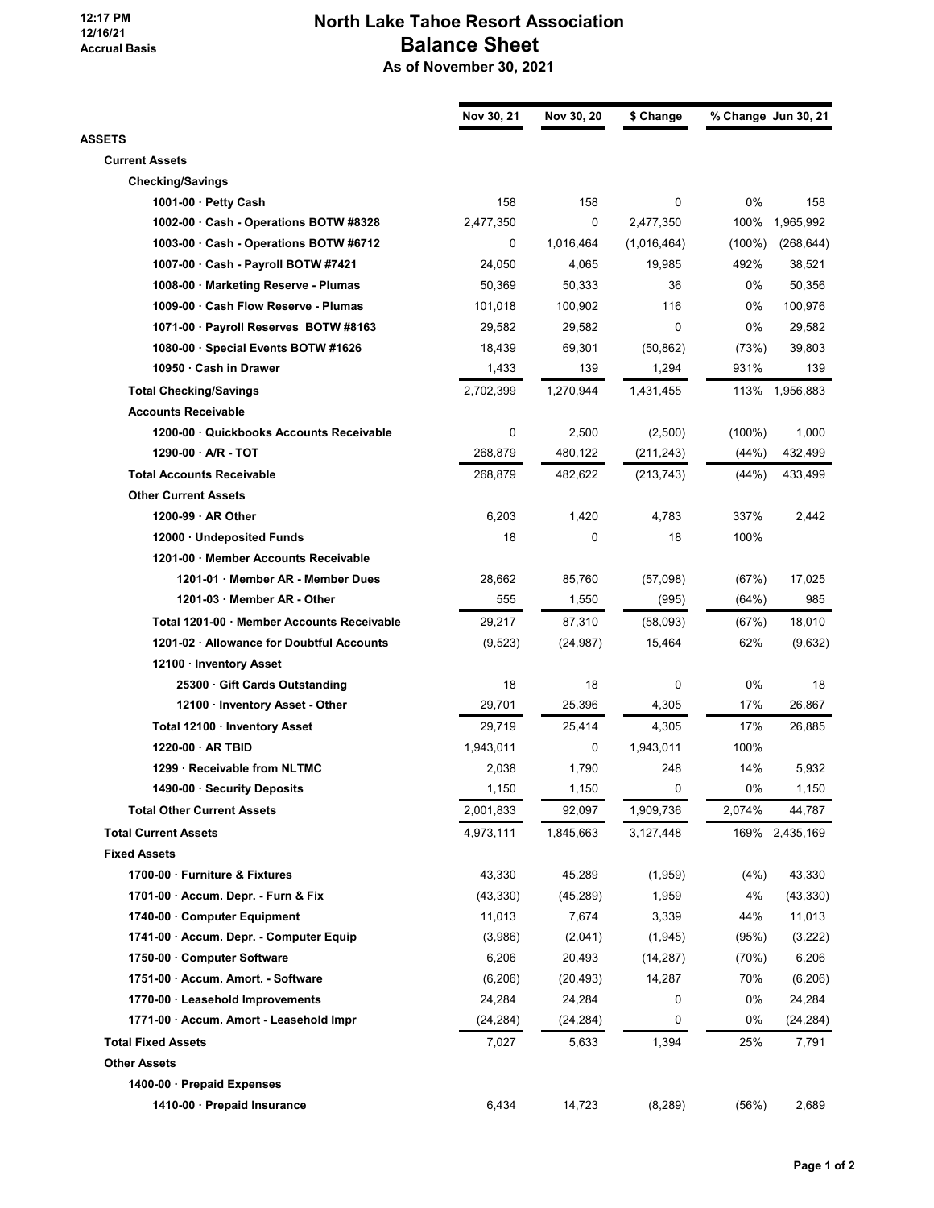# North Lake Tahoe Resort Association
## Balance Sheet
### As of November 30, 2021

12:17 PM
12/16/21
Accrual Basis

| | Nov 30, 21 | Nov 30, 20 | $ Change | % Change | Jun 30, 21 |
|---|---|---|---|---|---|
| **ASSETS** | | | | | |
| **Current Assets** | | | | | |
| **Checking/Savings** | | | | | |
| 1001-00 · Petty Cash | 158 | 158 | 0 | 0% | 158 |
| 1002-00 · Cash - Operations BOTW #8328 | 2,477,350 | 0 | 2,477,350 | 100% | 1,965,992 |
| 1003-00 · Cash - Operations BOTW #6712 | 0 | 1,016,464 | (1,016,464) | (100%) | (268,644) |
| 1007-00 · Cash - Payroll BOTW #7421 | 24,050 | 4,065 | 19,985 | 492% | 38,521 |
| 1008-00 · Marketing Reserve - Plumas | 50,369 | 50,333 | 36 | 0% | 50,356 |
| 1009-00 · Cash Flow Reserve - Plumas | 101,018 | 100,902 | 116 | 0% | 100,976 |
| 1071-00 · Payroll Reserves BOTW #8163 | 29,582 | 29,582 | 0 | 0% | 29,582 |
| 1080-00 · Special Events BOTW #1626 | 18,439 | 69,301 | (50,862) | (73%) | 39,803 |
| 10950 · Cash in Drawer | 1,433 | 139 | 1,294 | 931% | 139 |
| **Total Checking/Savings** | 2,702,399 | 1,270,944 | 1,431,455 | 113% | 1,956,883 |
| **Accounts Receivable** | | | | | |
| 1200-00 · Quickbooks Accounts Receivable | 0 | 2,500 | (2,500) | (100%) | 1,000 |
| 1290-00 · A/R - TOT | 268,879 | 480,122 | (211,243) | (44%) | 432,499 |
| **Total Accounts Receivable** | 268,879 | 482,622 | (213,743) | (44%) | 433,499 |
| **Other Current Assets** | | | | | |
| 1200-99 · AR Other | 6,203 | 1,420 | 4,783 | 337% | 2,442 |
| 12000 · Undeposited Funds | 18 | 0 | 18 | 100% | |
| 1201-00 · Member Accounts Receivable | | | | | |
| 1201-01 · Member AR - Member Dues | 28,662 | 85,760 | (57,098) | (67%) | 17,025 |
| 1201-03 · Member AR - Other | 555 | 1,550 | (995) | (64%) | 985 |
| Total 1201-00 · Member Accounts Receivable | 29,217 | 87,310 | (58,093) | (67%) | 18,010 |
| 1201-02 · Allowance for Doubtful Accounts | (9,523) | (24,987) | 15,464 | 62% | (9,632) |
| 12100 · Inventory Asset | | | | | |
| 25300 · Gift Cards Outstanding | 18 | 18 | 0 | 0% | 18 |
| 12100 · Inventory Asset - Other | 29,701 | 25,396 | 4,305 | 17% | 26,867 |
| Total 12100 · Inventory Asset | 29,719 | 25,414 | 4,305 | 17% | 26,885 |
| 1220-00 · AR TBID | 1,943,011 | 0 | 1,943,011 | 100% | |
| 1299 · Receivable from NLTMC | 2,038 | 1,790 | 248 | 14% | 5,932 |
| 1490-00 · Security Deposits | 1,150 | 1,150 | 0 | 0% | 1,150 |
| **Total Other Current Assets** | 2,001,833 | 92,097 | 1,909,736 | 2,074% | 44,787 |
| **Total Current Assets** | 4,973,111 | 1,845,663 | 3,127,448 | 169% | 2,435,169 |
| **Fixed Assets** | | | | | |
| 1700-00 · Furniture & Fixtures | 43,330 | 45,289 | (1,959) | (4%) | 43,330 |
| 1701-00 · Accum. Depr. - Furn & Fix | (43,330) | (45,289) | 1,959 | 4% | (43,330) |
| 1740-00 · Computer Equipment | 11,013 | 7,674 | 3,339 | 44% | 11,013 |
| 1741-00 · Accum. Depr. - Computer Equip | (3,986) | (2,041) | (1,945) | (95%) | (3,222) |
| 1750-00 · Computer Software | 6,206 | 20,493 | (14,287) | (70%) | 6,206 |
| 1751-00 · Accum. Amort. - Software | (6,206) | (20,493) | 14,287 | 70% | (6,206) |
| 1770-00 · Leasehold Improvements | 24,284 | 24,284 | 0 | 0% | 24,284 |
| 1771-00 · Accum. Amort - Leasehold Impr | (24,284) | (24,284) | 0 | 0% | (24,284) |
| **Total Fixed Assets** | 7,027 | 5,633 | 1,394 | 25% | 7,791 |
| **Other Assets** | | | | | |
| 1400-00 · Prepaid Expenses | | | | | |
| 1410-00 · Prepaid Insurance | 6,434 | 14,723 | (8,289) | (56%) | 2,689 |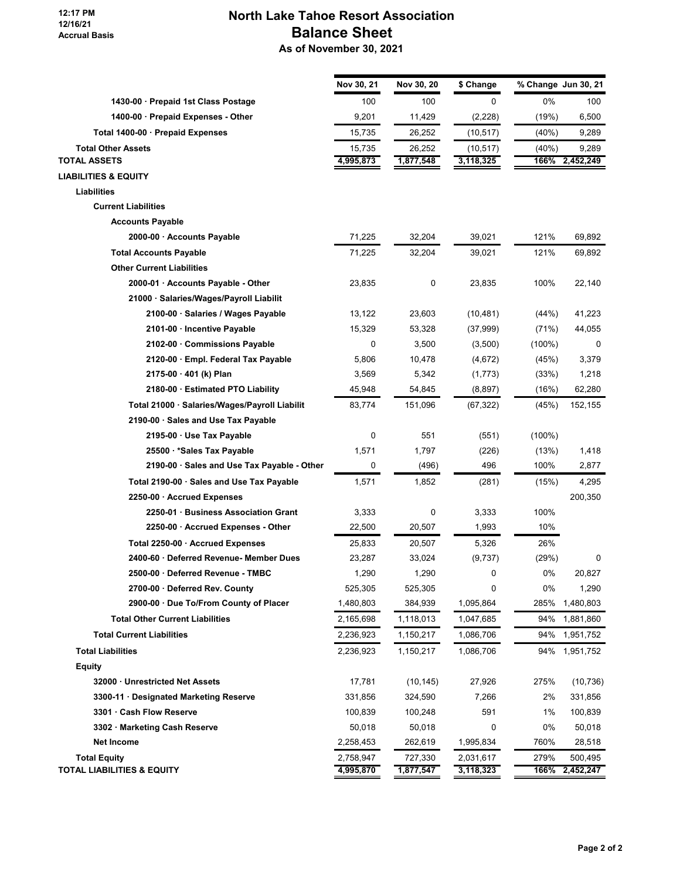# North Lake Tahoe Resort Association
## Balance Sheet
### As of November 30, 2021

12:17 PM
12/16/21
Accrual Basis

| | Nov 30, 21 | Nov 30, 20 | $ Change | % Change | Jun 30, 21 |
|---|---|---|---|---|---|
| 1430-00 · Prepaid 1st Class Postage | 100 | 100 | 0 | 0% | 100 |
| 1400-00 · Prepaid Expenses - Other | 9,201 | 11,429 | (2,228) | (19%) | 6,500 |
| Total 1400-00 · Prepaid Expenses | 15,735 | 26,252 | (10,517) | (40%) | 9,289 |
| Total Other Assets | 15,735 | 26,252 | (10,517) | (40%) | 9,289 |
| **TOTAL ASSETS** | 4,995,873 | 1,877,548 | 3,118,325 | 166% | 2,452,249 |
| **LIABILITIES & EQUITY** | | | | | |
| Liabilities | | | | | |
| Current Liabilities | | | | | |
| Accounts Payable | | | | | |
| 2000-00 · Accounts Payable | 71,225 | 32,204 | 39,021 | 121% | 69,892 |
| Total Accounts Payable | 71,225 | 32,204 | 39,021 | 121% | 69,892 |
| Other Current Liabilities | | | | | |
| 2000-01 · Accounts Payable - Other | 23,835 | 0 | 23,835 | 100% | 22,140 |
| 21000 · Salaries/Wages/Payroll Liabilit | | | | | |
| 2100-00 · Salaries / Wages Payable | 13,122 | 23,603 | (10,481) | (44%) | 41,223 |
| 2101-00 · Incentive Payable | 15,329 | 53,328 | (37,999) | (71%) | 44,055 |
| 2102-00 · Commissions Payable | 0 | 3,500 | (3,500) | (100%) | 0 |
| 2120-00 · Empl. Federal Tax Payable | 5,806 | 10,478 | (4,672) | (45%) | 3,379 |
| 2175-00 · 401 (k) Plan | 3,569 | 5,342 | (1,773) | (33%) | 1,218 |
| 2180-00 · Estimated PTO Liability | 45,948 | 54,845 | (8,897) | (16%) | 62,280 |
| Total 21000 · Salaries/Wages/Payroll Liabilit | 83,774 | 151,096 | (67,322) | (45%) | 152,155 |
| 2190-00 · Sales and Use Tax Payable | | | | | |
| 2195-00 · Use Tax Payable | 0 | 551 | (551) | (100%) | |
| 25500 · *Sales Tax Payable | 1,571 | 1,797 | (226) | (13%) | 1,418 |
| 2190-00 · Sales and Use Tax Payable - Other | 0 | (496) | 496 | 100% | 2,877 |
| Total 2190-00 · Sales and Use Tax Payable | 1,571 | 1,852 | (281) | (15%) | 4,295 |
| 2250-00 · Accrued Expenses | | | | | 200,350 |
| 2250-01 · Business Association Grant | 3,333 | 0 | 3,333 | 100% | |
| 2250-00 · Accrued Expenses - Other | 22,500 | 20,507 | 1,993 | 10% | |
| Total 2250-00 · Accrued Expenses | 25,833 | 20,507 | 5,326 | 26% | |
| 2400-60 · Deferred Revenue- Member Dues | 23,287 | 33,024 | (9,737) | (29%) | 0 |
| 2500-00 · Deferred Revenue - TMBC | 1,290 | 1,290 | 0 | 0% | 20,827 |
| 2700-00 · Deferred Rev. County | 525,305 | 525,305 | 0 | 0% | 1,290 |
| 2900-00 · Due To/From County of Placer | 1,480,803 | 384,939 | 1,095,864 | 285% | 1,480,803 |
| Total Other Current Liabilities | 2,165,698 | 1,118,013 | 1,047,685 | 94% | 1,881,860 |
| Total Current Liabilities | 2,236,923 | 1,150,217 | 1,086,706 | 94% | 1,951,752 |
| Total Liabilities | 2,236,923 | 1,150,217 | 1,086,706 | 94% | 1,951,752 |
| Equity | | | | | |
| 32000 · Unrestricted Net Assets | 17,781 | (10,145) | 27,926 | 275% | (10,736) |
| 3300-11 · Designated Marketing Reserve | 331,856 | 324,590 | 7,266 | 2% | 331,856 |
| 3301 · Cash Flow Reserve | 100,839 | 100,248 | 591 | 1% | 100,839 |
| 3302 · Marketing Cash Reserve | 50,018 | 50,018 | 0 | 0% | 50,018 |
| Net Income | 2,258,453 | 262,619 | 1,995,834 | 760% | 28,518 |
| Total Equity | 2,758,947 | 727,330 | 2,031,617 | 279% | 500,495 |
| **TOTAL LIABILITIES & EQUITY** | 4,995,870 | 1,877,547 | 3,118,323 | 166% | 2,452,247 |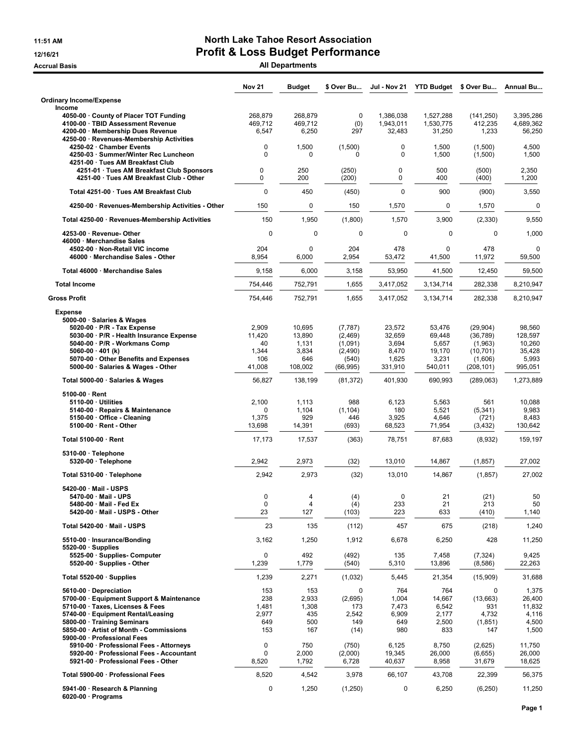# North Lake Tahoe Resort Association

## Profit & Loss Budget Performance

11:51 AM
12/16/21
Accrual Basis

**All Departments**

| | Nov 21 | Budget | $ Over Bu... | Jul - Nov 21 | YTD Budget | $ Over Bu... | Annual Bu... |
|---|---|---|---|---|---|---|---|
| **Ordinary Income/Expense** | | | | | | | |
| **Income** | | | | | | | |
| 4050-00 · County of Placer TOT Funding | 268,879 | 268,879 | 0 | 1,386,038 | 1,527,288 | (141,250) | 3,395,286 |
| 4100-00 · TBID Assessment Revenue | 469,712 | 469,712 | (0) | 1,943,011 | 1,530,775 | 412,235 | 4,689,362 |
| 4200-00 · Membership Dues Revenue | 6,547 | 6,250 | 297 | 32,483 | 31,250 | 1,233 | 56,250 |
| 4250-00 · Revenues-Membership Activities | | | | | | | |
| 4250-02 · Chamber Events | 0 | 1,500 | (1,500) | 0 | 1,500 | (1,500) | 4,500 |
| 4250-03 · Summer/Winter Rec Luncheon | 0 | 0 | 0 | 0 | 1,500 | (1,500) | 1,500 |
| 4251-00 · Tues AM Breakfast Club | | | | | | | |
| 4251-01 · Tues AM Breakfast Club Sponsors | 0 | 250 | (250) | 0 | 500 | (500) | 2,350 |
| 4251-00 · Tues AM Breakfast Club - Other | 0 | 200 | (200) | 0 | 400 | (400) | 1,200 |
| Total 4251-00 · Tues AM Breakfast Club | 0 | 450 | (450) | 0 | 900 | (900) | 3,550 |
| 4250-00 · Revenues-Membership Activities - Other | 150 | 0 | 150 | 1,570 | 0 | 1,570 | 0 |
| Total 4250-00 · Revenues-Membership Activities | 150 | 1,950 | (1,800) | 1,570 | 3,900 | (2,330) | 9,550 |
| 4253-00 · Revenue- Other | 0 | 0 | 0 | 0 | 0 | 0 | 1,000 |
| 46000 · Merchandise Sales | | | | | | | |
| 4502-00 · Non-Retail VIC income | 204 | 0 | 204 | 478 | 0 | 478 | 0 |
| 46000 · Merchandise Sales - Other | 8,954 | 6,000 | 2,954 | 53,472 | 41,500 | 11,972 | 59,500 |
| Total 46000 · Merchandise Sales | 9,158 | 6,000 | 3,158 | 53,950 | 41,500 | 12,450 | 59,500 |
| **Total Income** | 754,446 | 752,791 | 1,655 | 3,417,052 | 3,134,714 | 282,338 | 8,210,947 |
| **Gross Profit** | 754,446 | 752,791 | 1,655 | 3,417,052 | 3,134,714 | 282,338 | 8,210,947 |
| **Expense** | | | | | | | |
| 5000-00 · Salaries & Wages | | | | | | | |
| 5020-00 · P/R - Tax Expense | 2,909 | 10,695 | (7,787) | 23,572 | 53,476 | (29,904) | 98,560 |
| 5030-00 · P/R - Health Insurance Expense | 11,420 | 13,890 | (2,469) | 32,659 | 69,448 | (36,789) | 128,597 |
| 5040-00 · P/R - Workmans Comp | 40 | 1,131 | (1,091) | 3,694 | 5,657 | (1,963) | 10,260 |
| 5060-00 · 401 (k) | 1,344 | 3,834 | (2,490) | 8,470 | 19,170 | (10,701) | 35,428 |
| 5070-00 · Other Benefits and Expenses | 106 | 646 | (540) | 1,625 | 3,231 | (1,606) | 5,993 |
| 5000-00 · Salaries & Wages - Other | 41,008 | 108,002 | (66,995) | 331,910 | 540,011 | (208,101) | 995,051 |
| Total 5000-00 · Salaries & Wages | 56,827 | 138,199 | (81,372) | 401,930 | 690,993 | (289,063) | 1,273,889 |
| 5100-00 · Rent | | | | | | | |
| 5110-00 · Utilities | 2,100 | 1,113 | 988 | 6,123 | 5,563 | 561 | 10,088 |
| 5140-00 · Repairs & Maintenance | 0 | 1,104 | (1,104) | 180 | 5,521 | (5,341) | 9,983 |
| 5150-00 · Office - Cleaning | 1,375 | 929 | 446 | 3,925 | 4,646 | (721) | 8,483 |
| 5100-00 · Rent - Other | 13,698 | 14,391 | (693) | 68,523 | 71,954 | (3,432) | 130,642 |
| Total 5100-00 · Rent | 17,173 | 17,537 | (363) | 78,751 | 87,683 | (8,932) | 159,197 |
| 5310-00 · Telephone | | | | | | | |
| 5320-00 · Telephone | 2,942 | 2,973 | (32) | 13,010 | 14,867 | (1,857) | 27,002 |
| Total 5310-00 · Telephone | 2,942 | 2,973 | (32) | 13,010 | 14,867 | (1,857) | 27,002 |
| 5420-00 · Mail - USPS | | | | | | | |
| 5470-00 · Mail - UPS | 0 | 4 | (4) | 0 | 21 | (21) | 50 |
| 5480-00 · Mail - Fed Ex | 0 | 4 | (4) | 233 | 21 | 213 | 50 |
| 5420-00 · Mail - USPS - Other | 23 | 127 | (103) | 223 | 633 | (410) | 1,140 |
| Total 5420-00 · Mail - USPS | 23 | 135 | (112) | 457 | 675 | (218) | 1,240 |
| 5510-00 · Insurance/Bonding | 3,162 | 1,250 | 1,912 | 6,678 | 6,250 | 428 | 11,250 |
| 5520-00 · Supplies | | | | | | | |
| 5525-00 · Supplies- Computer | 0 | 492 | (492) | 135 | 7,458 | (7,324) | 9,425 |
| 5520-00 · Supplies - Other | 1,239 | 1,779 | (540) | 5,310 | 13,896 | (8,586) | 22,263 |
| Total 5520-00 · Supplies | 1,239 | 2,271 | (1,032) | 5,445 | 21,354 | (15,909) | 31,688 |
| 5610-00 · Depreciation | 153 | 153 | 0 | 764 | 764 | 0 | 1,375 |
| 5700-00 · Equipment Support & Maintenance | 238 | 2,933 | (2,695) | 1,004 | 14,667 | (13,663) | 26,400 |
| 5710-00 · Taxes, Licenses & Fees | 1,481 | 1,308 | 173 | 7,473 | 6,542 | 931 | 11,832 |
| 5740-00 · Equipment Rental/Leasing | 2,977 | 435 | 2,542 | 6,909 | 2,177 | 4,732 | 4,116 |
| 5800-00 · Training Seminars | 649 | 500 | 149 | 649 | 2,500 | (1,851) | 4,500 |
| 5850-00 · Artist of Month - Commissions | 153 | 167 | (14) | 980 | 833 | 147 | 1,500 |
| 5900-00 · Professional Fees | | | | | | | |
| 5910-00 · Professional Fees - Attorneys | 0 | 750 | (750) | 6,125 | 8,750 | (2,625) | 11,750 |
| 5920-00 · Professional Fees - Accountant | 0 | 2,000 | (2,000) | 19,345 | 26,000 | (6,655) | 26,000 |
| 5921-00 · Professional Fees - Other | 8,520 | 1,792 | 6,728 | 40,637 | 8,958 | 31,679 | 18,625 |
| Total 5900-00 · Professional Fees | 8,520 | 4,542 | 3,978 | 66,107 | 43,708 | 22,399 | 56,375 |
| 5941-00 · Research & Planning | 0 | 1,250 | (1,250) | 0 | 6,250 | (6,250) | 11,250 |
| 6020-00 · Programs | | | | | | | |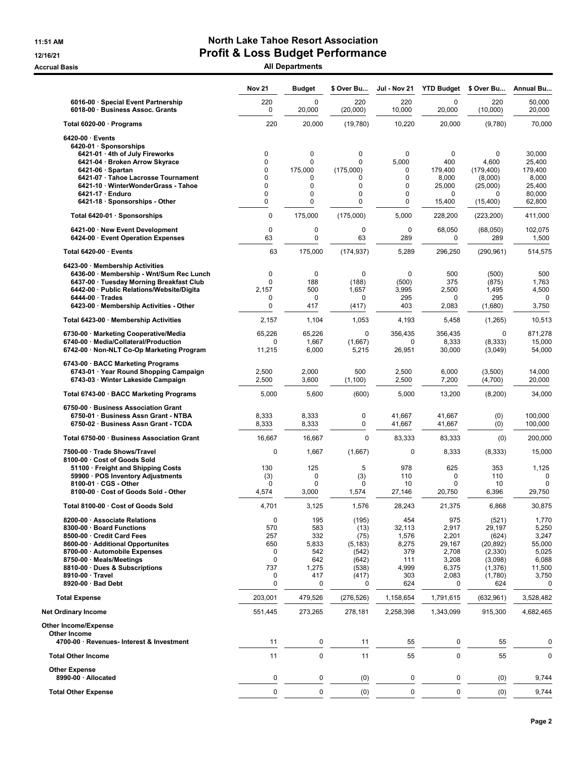# North Lake Tahoe Resort Association

## Profit & Loss Budget Performance

11:51 AM
12/16/21
Accrual Basis

**All Departments**

| | Nov 21 | Budget | $ Over Bu... | Jul - Nov 21 | YTD Budget | $ Over Bu... | Annual Bu... |
|---|---|---|---|---|---|---|---|
| 6016-00 · Special Event Partnership | 220 | 0 | 220 | 220 | 0 | 220 | 50,000 |
| 6018-00 · Business Assoc. Grants | 0 | 20,000 | (20,000) | 10,000 | 20,000 | (10,000) | 20,000 |
| **Total 6020-00 · Programs** | 220 | 20,000 | (19,780) | 10,220 | 20,000 | (9,780) | 70,000 |
| 6420-00 · Events | | | | | | | |
| 6420-01 · Sponsorships | | | | | | | |
| 6421-01 · 4th of July Fireworks | 0 | 0 | 0 | 0 | 0 | 0 | 30,000 |
| 6421-04 · Broken Arrow Skyrace | 0 | 0 | 0 | 5,000 | 400 | 4,600 | 25,400 |
| 6421-06 · Spartan | 0 | 175,000 | (175,000) | 0 | 179,400 | (179,400) | 179,400 |
| 6421-07 · Tahoe Lacrosse Tournament | 0 | 0 | 0 | 0 | 8,000 | (8,000) | 8,000 |
| 6421-10 · WinterWonderGrass - Tahoe | 0 | 0 | 0 | 0 | 25,000 | (25,000) | 25,400 |
| 6421-17 · Enduro | 0 | 0 | 0 | 0 | 0 | 0 | 80,000 |
| 6421-18 · Sponsorships - Other | 0 | 0 | 0 | 0 | 15,400 | (15,400) | 62,800 |
| **Total 6420-01 · Sponsorships** | 0 | 175,000 | (175,000) | 5,000 | 228,200 | (223,200) | 411,000 |
| 6421-00 · New Event Development | 0 | 0 | 0 | 0 | 68,050 | (68,050) | 102,075 |
| 6424-00 · Event Operation Expenses | 63 | 0 | 63 | 289 | 0 | 289 | 1,500 |
| **Total 6420-00 · Events** | 63 | 175,000 | (174,937) | 5,289 | 296,250 | (290,961) | 514,575 |
| 6423-00 · Membership Activities | | | | | | | |
| 6436-00 · Membership - Wnt/Sum Rec Lunch | 0 | 0 | 0 | 0 | 500 | (500) | 500 |
| 6437-00 · Tuesday Morning Breakfast Club | 0 | 188 | (188) | (500) | 375 | (875) | 1,763 |
| 6442-00 · Public Relations/Website/Digita | 2,157 | 500 | 1,657 | 3,995 | 2,500 | 1,495 | 4,500 |
| 6444-00 · Trades | 0 | 0 | 0 | 295 | 0 | 295 | 0 |
| 6423-00 · Membership Activities - Other | 0 | 417 | (417) | 403 | 2,083 | (1,680) | 3,750 |
| **Total 6423-00 · Membership Activities** | 2,157 | 1,104 | 1,053 | 4,193 | 5,458 | (1,265) | 10,513 |
| 6730-00 · Marketing Cooperative/Media | 65,226 | 65,226 | 0 | 356,435 | 356,435 | 0 | 871,278 |
| 6740-00 · Media/Collateral/Production | 0 | 1,667 | (1,667) | 0 | 8,333 | (8,333) | 15,000 |
| 6742-00 · Non-NLT Co-Op Marketing Program | 11,215 | 6,000 | 5,215 | 26,951 | 30,000 | (3,049) | 54,000 |
| 6743-00 · BACC Marketing Programs | | | | | | | |
| 6743-01 · Year Round Shopping Campaign | 2,500 | 2,000 | 500 | 2,500 | 6,000 | (3,500) | 14,000 |
| 6743-03 · Winter Lakeside Campaign | 2,500 | 3,600 | (1,100) | 2,500 | 7,200 | (4,700) | 20,000 |
| **Total 6743-00 · BACC Marketing Programs** | 5,000 | 5,600 | (600) | 5,000 | 13,200 | (8,200) | 34,000 |
| 6750-00 · Business Association Grant | | | | | | | |
| 6750-01 · Business Assn Grant - NTBA | 8,333 | 8,333 | 0 | 41,667 | 41,667 | (0) | 100,000 |
| 6750-02 · Business Assn Grant - TCDA | 8,333 | 8,333 | 0 | 41,667 | 41,667 | (0) | 100,000 |
| **Total 6750-00 · Business Association Grant** | 16,667 | 16,667 | 0 | 83,333 | 83,333 | (0) | 200,000 |
| 7500-00 · Trade Shows/Travel | 0 | 1,667 | (1,667) | 0 | 8,333 | (8,333) | 15,000 |
| 8100-00 · Cost of Goods Sold | | | | | | | |
| 51100 · Freight and Shipping Costs | 130 | 125 | 5 | 978 | 625 | 353 | 1,125 |
| 59900 · POS Inventory Adjustments | (3) | 0 | (3) | 110 | 0 | 110 | 0 |
| 8100-01 · CGS - Other | 0 | 0 | 0 | 10 | 0 | 10 | 0 |
| 8100-00 · Cost of Goods Sold - Other | 4,574 | 3,000 | 1,574 | 27,146 | 20,750 | 6,396 | 29,750 |
| **Total 8100-00 · Cost of Goods Sold** | 4,701 | 3,125 | 1,576 | 28,243 | 21,375 | 6,868 | 30,875 |
| 8200-00 · Associate Relations | 0 | 195 | (195) | 454 | 975 | (521) | 1,770 |
| 8300-00 · Board Functions | 570 | 583 | (13) | 32,113 | 2,917 | 29,197 | 5,250 |
| 8500-00 · Credit Card Fees | 257 | 332 | (75) | 1,576 | 2,201 | (624) | 3,247 |
| 8600-00 · Additional Opportunites | 650 | 5,833 | (5,183) | 8,275 | 29,167 | (20,892) | 55,000 |
| 8700-00 · Automobile Expenses | 0 | 542 | (542) | 379 | 2,708 | (2,330) | 5,025 |
| 8750-00 · Meals/Meetings | 0 | 642 | (642) | 111 | 3,208 | (3,098) | 6,088 |
| 8810-00 · Dues & Subscriptions | 737 | 1,275 | (538) | 4,999 | 6,375 | (1,376) | 11,500 |
| 8910-00 · Travel | 0 | 417 | (417) | 303 | 2,083 | (1,780) | 3,750 |
| 8920-00 · Bad Debt | 0 | 0 | 0 | 624 | 0 | 624 | 0 |
| **Total Expense** | 203,001 | 479,526 | (276,526) | 1,158,654 | 1,791,615 | (632,961) | 3,528,482 |
| **Net Ordinary Income** | 551,445 | 273,265 | 278,181 | 2,258,398 | 1,343,099 | 915,300 | 4,682,465 |
| Other Income/Expense | | | | | | | |
| Other Income | | | | | | | |
| 4700-00 · Revenues- Interest & Investment | 11 | 0 | 11 | 55 | 0 | 55 | 0 |
| **Total Other Income** | 11 | 0 | 11 | 55 | 0 | 55 | 0 |
| Other Expense | | | | | | | |
| 8990-00 · Allocated | 0 | 0 | (0) | 0 | 0 | (0) | 9,744 |
| **Total Other Expense** | 0 | 0 | (0) | 0 | 0 | (0) | 9,744 |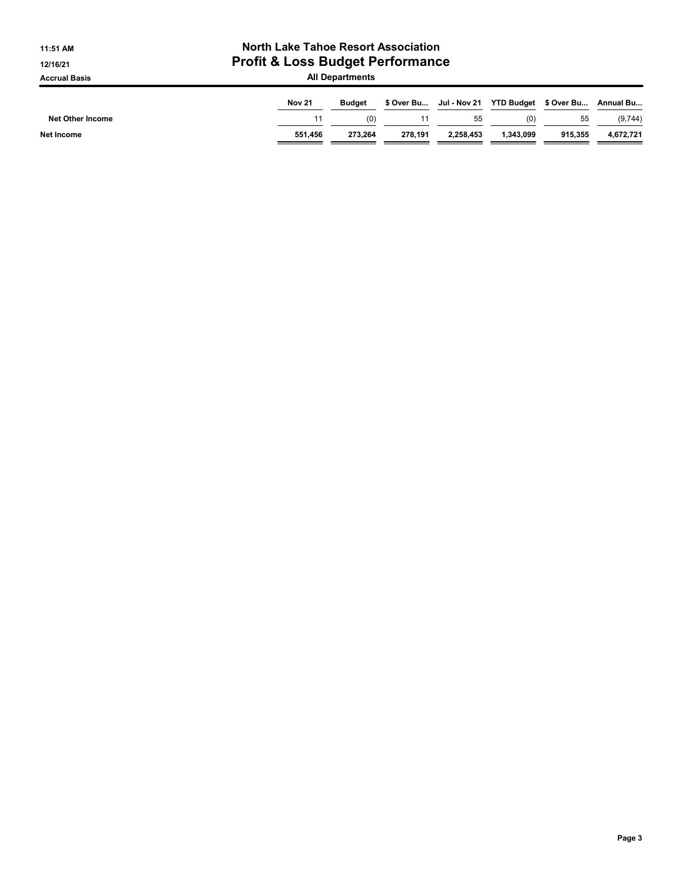# North Lake Tahoe Resort Association
## Profit & Loss Budget Performance
### All Departments

Accrual Basis

| | Nov 21 | Budget | $ Over Bu... | Jul - Nov 21 | YTD Budget | $ Over Bu... | Annual Bu... |
|---|---|---|---|---|---|---|---|
| Net Other Income | 11 | (0) | 11 | 55 | (0) | 55 | (9,744) |
| **Net Income** | **551,456** | **273,264** | **278,191** | **2,258,453** | **1,343,099** | **915,355** | **4,672,721** |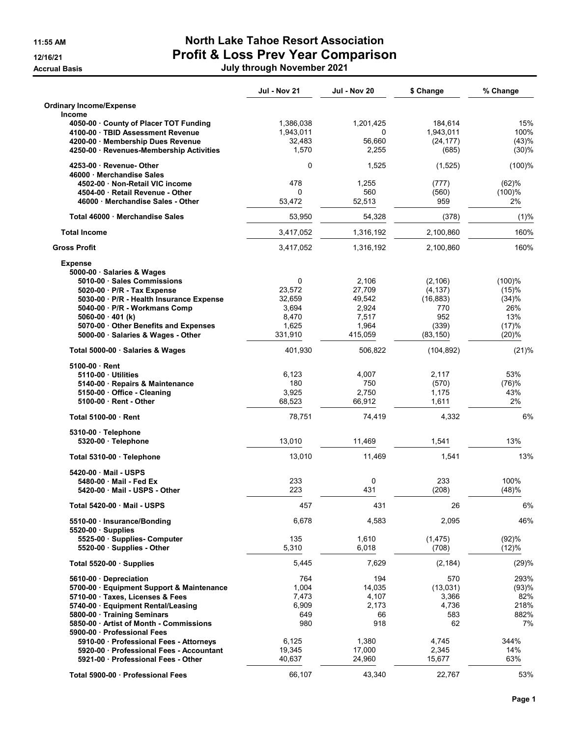# North Lake Tahoe Resort Association
## Profit & Loss Prev Year Comparison
### July through November 2021

11:55 AM
12/16/21
Accrual Basis

| | Jul - Nov 21 | Jul - Nov 20 | $ Change | % Change |
|---|---|---|---|---|
| **Ordinary Income/Expense** | | | | |
| **Income** | | | | |
| 4050-00 · County of Placer TOT Funding | 1,386,038 | 1,201,425 | 184,614 | 15% |
| 4100-00 · TBID Assessment Revenue | 1,943,011 | 0 | 1,943,011 | 100% |
| 4200-00 · Membership Dues Revenue | 32,483 | 56,660 | (24,177) | (43)% |
| 4250-00 · Revenues-Membership Activities | 1,570 | 2,255 | (685) | (30)% |
| 4253-00 · Revenue- Other | 0 | 1,525 | (1,525) | (100)% |
| 46000 · Merchandise Sales | | | | |
| 4502-00 · Non-Retail VIC income | 478 | 1,255 | (777) | (62)% |
| 4504-00 · Retail Revenue - Other | 0 | 560 | (560) | (100)% |
| 46000 · Merchandise Sales - Other | 53,472 | 52,513 | 959 | 2% |
| Total 46000 · Merchandise Sales | 53,950 | 54,328 | (378) | (1)% |
| **Total Income** | 3,417,052 | 1,316,192 | 2,100,860 | 160% |
| **Gross Profit** | 3,417,052 | 1,316,192 | 2,100,860 | 160% |
| **Expense** | | | | |
| 5000-00 · Salaries & Wages | | | | |
| 5010-00 · Sales Commissions | 0 | 2,106 | (2,106) | (100)% |
| 5020-00 · P/R - Tax Expense | 23,572 | 27,709 | (4,137) | (15)% |
| 5030-00 · P/R - Health Insurance Expense | 32,659 | 49,542 | (16,883) | (34)% |
| 5040-00 · P/R - Workmans Comp | 3,694 | 2,924 | 770 | 26% |
| 5060-00 · 401 (k) | 8,470 | 7,517 | 952 | 13% |
| 5070-00 · Other Benefits and Expenses | 1,625 | 1,964 | (339) | (17)% |
| 5000-00 · Salaries & Wages - Other | 331,910 | 415,059 | (83,150) | (20)% |
| Total 5000-00 · Salaries & Wages | 401,930 | 506,822 | (104,892) | (21)% |
| 5100-00 · Rent | | | | |
| 5110-00 · Utilities | 6,123 | 4,007 | 2,117 | 53% |
| 5140-00 · Repairs & Maintenance | 180 | 750 | (570) | (76)% |
| 5150-00 · Office - Cleaning | 3,925 | 2,750 | 1,175 | 43% |
| 5100-00 · Rent - Other | 68,523 | 66,912 | 1,611 | 2% |
| Total 5100-00 · Rent | 78,751 | 74,419 | 4,332 | 6% |
| 5310-00 · Telephone | | | | |
| 5320-00 · Telephone | 13,010 | 11,469 | 1,541 | 13% |
| Total 5310-00 · Telephone | 13,010 | 11,469 | 1,541 | 13% |
| 5420-00 · Mail - USPS | | | | |
| 5480-00 · Mail - Fed Ex | 233 | 0 | 233 | 100% |
| 5420-00 · Mail - USPS - Other | 223 | 431 | (208) | (48)% |
| Total 5420-00 · Mail - USPS | 457 | 431 | 26 | 6% |
| 5510-00 · Insurance/Bonding | 6,678 | 4,583 | 2,095 | 46% |
| 5520-00 · Supplies | | | | |
| 5525-00 · Supplies- Computer | 135 | 1,610 | (1,475) | (92)% |
| 5520-00 · Supplies - Other | 5,310 | 6,018 | (708) | (12)% |
| Total 5520-00 · Supplies | 5,445 | 7,629 | (2,184) | (29)% |
| 5610-00 · Depreciation | 764 | 194 | 570 | 293% |
| 5700-00 · Equipment Support & Maintenance | 1,004 | 14,035 | (13,031) | (93)% |
| 5710-00 · Taxes, Licenses & Fees | 7,473 | 4,107 | 3,366 | 82% |
| 5740-00 · Equipment Rental/Leasing | 6,909 | 2,173 | 4,736 | 218% |
| 5800-00 · Training Seminars | 649 | 66 | 583 | 882% |
| 5850-00 · Artist of Month - Commissions | 980 | 918 | 62 | 7% |
| 5900-00 · Professional Fees | | | | |
| 5910-00 · Professional Fees - Attorneys | 6,125 | 1,380 | 4,745 | 344% |
| 5920-00 · Professional Fees - Accountant | 19,345 | 17,000 | 2,345 | 14% |
| 5921-00 · Professional Fees - Other | 40,637 | 24,960 | 15,677 | 63% |
| Total 5900-00 · Professional Fees | 66,107 | 43,340 | 22,767 | 53% |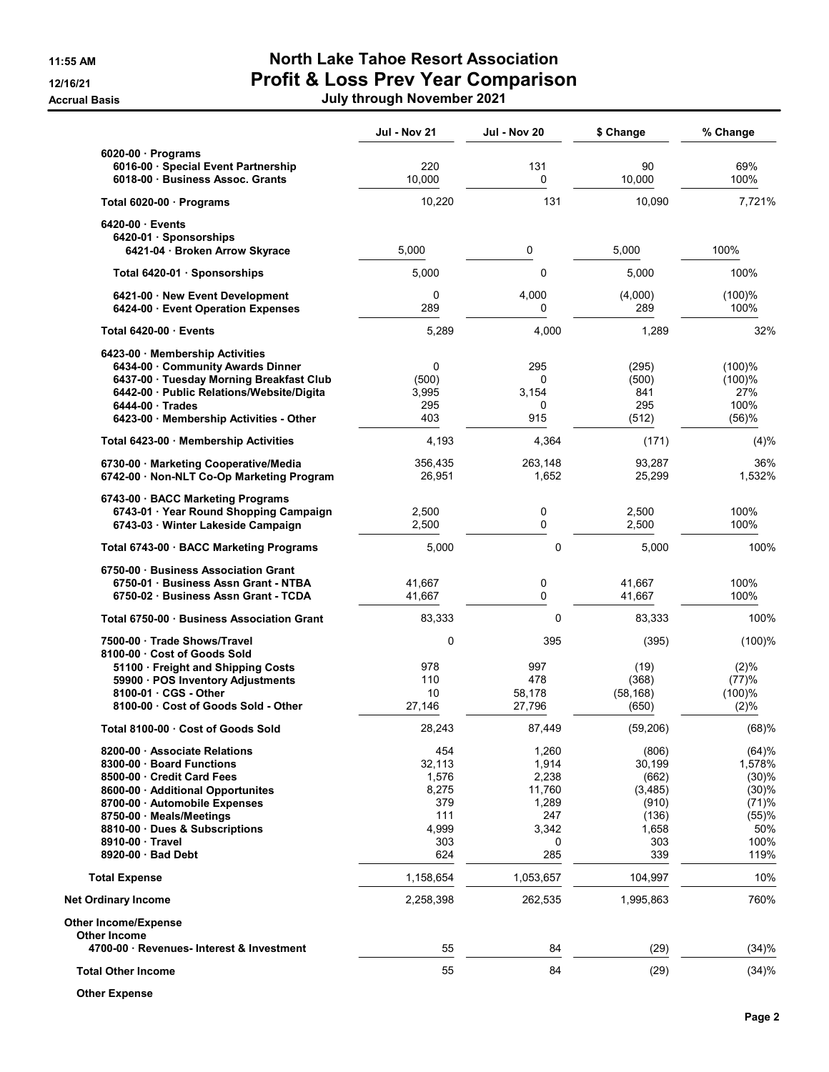# North Lake Tahoe Resort Association

## Profit & Loss Prev Year Comparison

**July through November 2021**

11:55 AM
12/16/21
Accrual Basis

| | Jul - Nov 21 | Jul - Nov 20 | $ Change | % Change |
|---|---|---|---|---|
| 6020-00 · Programs | | | | |
| 6016-00 · Special Event Partnership | 220 | 131 | 90 | 69% |
| 6018-00 · Business Assoc. Grants | 10,000 | 0 | 10,000 | 100% |
| Total 6020-00 · Programs | 10,220 | 131 | 10,090 | 7,721% |
| 6420-00 · Events | | | | |
| 6420-01 · Sponsorships | | | | |
| 6421-04 · Broken Arrow Skyrace | 5,000 | 0 | 5,000 | 100% |
| Total 6420-01 · Sponsorships | 5,000 | 0 | 5,000 | 100% |
| 6421-00 · New Event Development | 0 | 4,000 | (4,000) | (100)% |
| 6424-00 · Event Operation Expenses | 289 | 0 | 289 | 100% |
| Total 6420-00 · Events | 5,289 | 4,000 | 1,289 | 32% |
| 6423-00 · Membership Activities | | | | |
| 6434-00 · Community Awards Dinner | 0 | 295 | (295) | (100)% |
| 6437-00 · Tuesday Morning Breakfast Club | (500) | 0 | (500) | (100)% |
| 6442-00 · Public Relations/Website/Digita | 3,995 | 3,154 | 841 | 27% |
| 6444-00 · Trades | 295 | 0 | 295 | 100% |
| 6423-00 · Membership Activities - Other | 403 | 915 | (512) | (56)% |
| Total 6423-00 · Membership Activities | 4,193 | 4,364 | (171) | (4)% |
| 6730-00 · Marketing Cooperative/Media | 356,435 | 263,148 | 93,287 | 36% |
| 6742-00 · Non-NLT Co-Op Marketing Program | 26,951 | 1,652 | 25,299 | 1,532% |
| 6743-00 · BACC Marketing Programs | | | | |
| 6743-01 · Year Round Shopping Campaign | 2,500 | 0 | 2,500 | 100% |
| 6743-03 · Winter Lakeside Campaign | 2,500 | 0 | 2,500 | 100% |
| Total 6743-00 · BACC Marketing Programs | 5,000 | 0 | 5,000 | 100% |
| 6750-00 · Business Association Grant | | | | |
| 6750-01 · Business Assn Grant - NTBA | 41,667 | 0 | 41,667 | 100% |
| 6750-02 · Business Assn Grant - TCDA | 41,667 | 0 | 41,667 | 100% |
| Total 6750-00 · Business Association Grant | 83,333 | 0 | 83,333 | 100% |
| 7500-00 · Trade Shows/Travel | 0 | 395 | (395) | (100)% |
| 8100-00 · Cost of Goods Sold | | | | |
| 51100 · Freight and Shipping Costs | 978 | 997 | (19) | (2)% |
| 59900 · POS Inventory Adjustments | 110 | 478 | (368) | (77)% |
| 8100-01 · CGS - Other | 10 | 58,178 | (58,168) | (100)% |
| 8100-00 · Cost of Goods Sold - Other | 27,146 | 27,796 | (650) | (2)% |
| Total 8100-00 · Cost of Goods Sold | 28,243 | 87,449 | (59,206) | (68)% |
| 8200-00 · Associate Relations | 454 | 1,260 | (806) | (64)% |
| 8300-00 · Board Functions | 32,113 | 1,914 | 30,199 | 1,578% |
| 8500-00 · Credit Card Fees | 1,576 | 2,238 | (662) | (30)% |
| 8600-00 · Additional Opportunites | 8,275 | 11,760 | (3,485) | (30)% |
| 8700-00 · Automobile Expenses | 379 | 1,289 | (910) | (71)% |
| 8750-00 · Meals/Meetings | 111 | 247 | (136) | (55)% |
| 8810-00 · Dues & Subscriptions | 4,999 | 3,342 | 1,658 | 50% |
| 8910-00 · Travel | 303 | 0 | 303 | 100% |
| 8920-00 · Bad Debt | 624 | 285 | 339 | 119% |
| Total Expense | 1,158,654 | 1,053,657 | 104,997 | 10% |
| Net Ordinary Income | 2,258,398 | 262,535 | 1,995,863 | 760% |
| Other Income/Expense | | | | |
| Other Income | | | | |
| 4700-00 · Revenues- Interest & Investment | 55 | 84 | (29) | (34)% |
| Total Other Income | 55 | 84 | (29) | (34)% |
| Other Expense | | | | |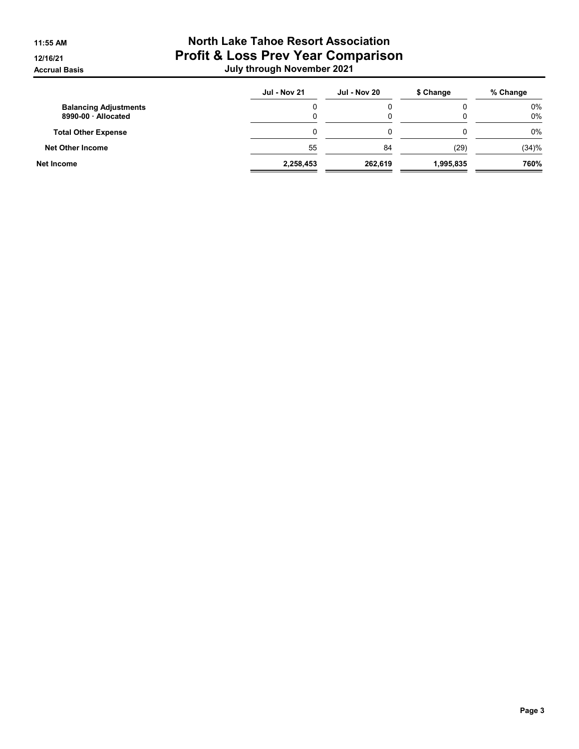# North Lake Tahoe Resort Association
## Profit & Loss Prev Year Comparison
### July through November 2021

11:55 AM
12/16/21
Accrual Basis

| | Jul - Nov 21 | Jul - Nov 20 | $ Change | % Change |
|---|---|---|---|---|
| **Balancing Adjustments** | 0 | 0 | 0 | 0% |
| **8990-00 · Allocated** | 0 | 0 | 0 | 0% |
| **Total Other Expense** | 0 | 0 | 0 | 0% |
| **Net Other Income** | 55 | 84 | (29) | (34)% |
| **Net Income** | **2,258,453** | **262,619** | **1,995,835** | **760%** |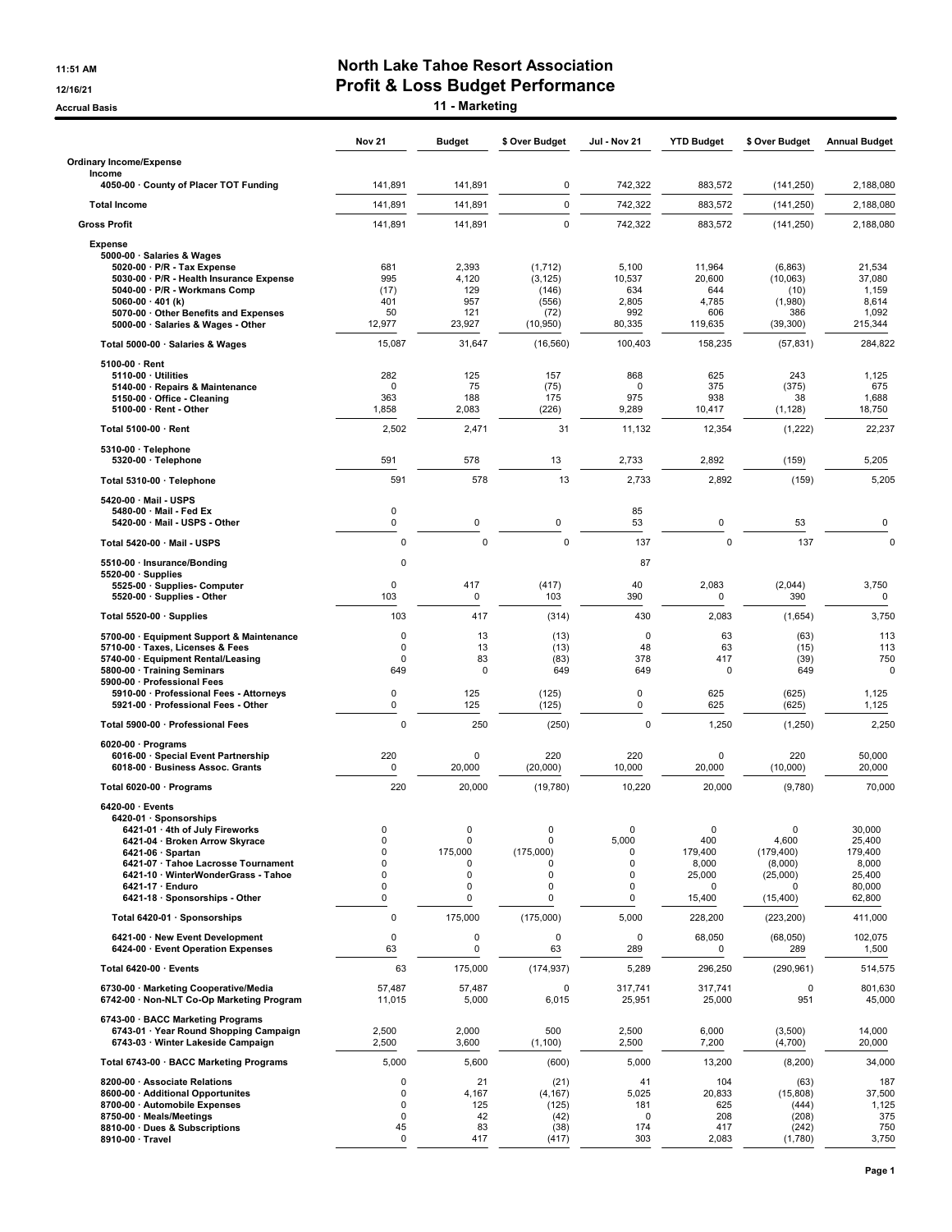11:51 AM
12/16/21
Accrual Basis

# North Lake Tahoe Resort Association
## Profit & Loss Budget Performance
### 11 - Marketing

| | Nov 21 | Budget | $ Over Budget | Jul - Nov 21 | YTD Budget | $ Over Budget | Annual Budget |
|---|---|---|---|---|---|---|---|
| **Ordinary Income/Expense** | | | | | | | |
| Income | | | | | | | |
| 4050-00 · County of Placer TOT Funding | 141,891 | 141,891 | 0 | 742,322 | 883,572 | (141,250) | 2,188,080 |
| **Total Income** | 141,891 | 141,891 | 0 | 742,322 | 883,572 | (141,250) | 2,188,080 |
| **Gross Profit** | 141,891 | 141,891 | 0 | 742,322 | 883,572 | (141,250) | 2,188,080 |
| Expense | | | | | | | |
| 5000-00 · Salaries & Wages | | | | | | | |
| 5020-00 · P/R - Tax Expense | 681 | 2,393 | (1,712) | 5,100 | 11,964 | (6,863) | 21,534 |
| 5030-00 · P/R - Health Insurance Expense | 995 | 4,120 | (3,125) | 10,537 | 20,600 | (10,063) | 37,080 |
| 5040-00 · P/R - Workmans Comp | (17) | 129 | (146) | 634 | 644 | (10) | 1,159 |
| 5060-00 · 401 (k) | 401 | 957 | (556) | 2,805 | 4,785 | (1,980) | 8,614 |
| 5070-00 · Other Benefits and Expenses | 50 | 121 | (72) | 992 | 606 | 386 | 1,092 |
| 5000-00 · Salaries & Wages - Other | 12,977 | 23,927 | (10,950) | 80,335 | 119,635 | (39,300) | 215,344 |
| Total 5000-00 · Salaries & Wages | 15,087 | 31,647 | (16,560) | 100,403 | 158,235 | (57,831) | 284,822 |
| 5100-00 · Rent | | | | | | | |
| 5110-00 · Utilities | 282 | 125 | 157 | 868 | 625 | 243 | 1,125 |
| 5140-00 · Repairs & Maintenance | 0 | 75 | (75) | 0 | 375 | (375) | 675 |
| 5150-00 · Office - Cleaning | 363 | 188 | 175 | 975 | 938 | 38 | 1,688 |
| 5100-00 · Rent - Other | 1,858 | 2,083 | (226) | 9,289 | 10,417 | (1,128) | 18,750 |
| Total 5100-00 · Rent | 2,502 | 2,471 | 31 | 11,132 | 12,354 | (1,222) | 22,237 |
| 5310-00 · Telephone | | | | | | | |
| 5320-00 · Telephone | 591 | 578 | 13 | 2,733 | 2,892 | (159) | 5,205 |
| Total 5310-00 · Telephone | 591 | 578 | 13 | 2,733 | 2,892 | (159) | 5,205 |
| 5420-00 · Mail - USPS | | | | | | | |
| 5480-00 · Mail - Fed Ex | 0 | | | 85 | | | |
| 5420-00 · Mail - USPS - Other | 0 | 0 | 0 | 53 | 0 | 53 | 0 |
| Total 5420-00 · Mail - USPS | 0 | 0 | 0 | 137 | 0 | 137 | 0 |
| 5510-00 · Insurance/Bonding | 0 | | | 87 | | | |
| 5520-00 · Supplies | | | | | | | |
| 5525-00 · Supplies- Computer | 0 | 417 | (417) | 40 | 2,083 | (2,044) | 3,750 |
| 5520-00 · Supplies - Other | 103 | 0 | 103 | 390 | 0 | 390 | 0 |
| Total 5520-00 · Supplies | 103 | 417 | (314) | 430 | 2,083 | (1,654) | 3,750 |
| 5700-00 · Equipment Support & Maintenance | 0 | 13 | (13) | 0 | 63 | (63) | 113 |
| 5710-00 · Taxes, Licenses & Fees | 0 | 13 | (13) | 48 | 63 | (15) | 113 |
| 5740-00 · Equipment Rental/Leasing | 0 | 83 | (83) | 378 | 417 | (39) | 750 |
| 5800-00 · Training Seminars | 649 | 0 | 649 | 649 | 0 | 649 | 0 |
| 5900-00 · Professional Fees | | | | | | | |
| 5910-00 · Professional Fees - Attorneys | 0 | 125 | (125) | 0 | 625 | (625) | 1,125 |
| 5921-00 · Professional Fees - Other | 0 | 125 | (125) | 0 | 625 | (625) | 1,125 |
| Total 5900-00 · Professional Fees | 0 | 250 | (250) | 0 | 1,250 | (1,250) | 2,250 |
| 6020-00 · Programs | | | | | | | |
| 6016-00 · Special Event Partnership | 220 | 0 | 220 | 220 | 0 | 220 | 50,000 |
| 6018-00 · Business Assoc. Grants | 0 | 20,000 | (20,000) | 10,000 | 20,000 | (10,000) | 20,000 |
| Total 6020-00 · Programs | 220 | 20,000 | (19,780) | 10,220 | 20,000 | (9,780) | 70,000 |
| 6420-00 · Events | | | | | | | |
| 6420-01 · Sponsorships | | | | | | | |
| 6421-01 · 4th of July Fireworks | 0 | 0 | 0 | 0 | 0 | 0 | 30,000 |
| 6421-04 · Broken Arrow Skyrace | 0 | 0 | 0 | 5,000 | 400 | 4,600 | 25,400 |
| 6421-06 · Spartan | 0 | 175,000 | (175,000) | 0 | 179,400 | (179,400) | 179,400 |
| 6421-07 · Tahoe Lacrosse Tournament | 0 | 0 | 0 | 0 | 8,000 | (8,000) | 8,000 |
| 6421-10 · WinterWonderGrass - Tahoe | 0 | 0 | 0 | 0 | 25,000 | (25,000) | 25,400 |
| 6421-17 · Enduro | 0 | 0 | 0 | 0 | 0 | 0 | 80,000 |
| 6421-18 · Sponsorships - Other | 0 | 0 | 0 | 0 | 15,400 | (15,400) | 62,800 |
| Total 6420-01 · Sponsorships | 0 | 175,000 | (175,000) | 5,000 | 228,200 | (223,200) | 411,000 |
| 6421-00 · New Event Development | 0 | 0 | 0 | 0 | 68,050 | (68,050) | 102,075 |
| 6424-00 · Event Operation Expenses | 63 | 0 | 63 | 289 | 0 | 289 | 1,500 |
| Total 6420-00 · Events | 63 | 175,000 | (174,937) | 5,289 | 296,250 | (290,961) | 514,575 |
| 6730-00 · Marketing Cooperative/Media | 57,487 | 57,487 | 0 | 317,741 | 317,741 | 0 | 801,630 |
| 6742-00 · Non-NLT Co-Op Marketing Program | 11,015 | 5,000 | 6,015 | 25,951 | 25,000 | 951 | 45,000 |
| 6743-00 · BACC Marketing Programs | | | | | | | |
| 6743-01 · Year Round Shopping Campaign | 2,500 | 2,000 | 500 | 2,500 | 6,000 | (3,500) | 14,000 |
| 6743-03 · Winter Lakeside Campaign | 2,500 | 3,600 | (1,100) | 2,500 | 7,200 | (4,700) | 20,000 |
| Total 6743-00 · BACC Marketing Programs | 5,000 | 5,600 | (600) | 5,000 | 13,200 | (8,200) | 34,000 |
| 8200-00 · Associate Relations | 0 | 21 | (21) | 41 | 104 | (63) | 187 |
| 8600-00 · Additional Opportunites | 0 | 4,167 | (4,167) | 5,025 | 20,833 | (15,808) | 37,500 |
| 8700-00 · Automobile Expenses | 0 | 125 | (125) | 181 | 625 | (444) | 1,125 |
| 8750-00 · Meals/Meetings | 0 | 42 | (42) | 0 | 208 | (208) | 375 |
| 8810-00 · Dues & Subscriptions | 45 | 83 | (38) | 174 | 417 | (242) | 750 |
| 8910-00 · Travel | 0 | 417 | (417) | 303 | 2,083 | (1,780) | 3,750 |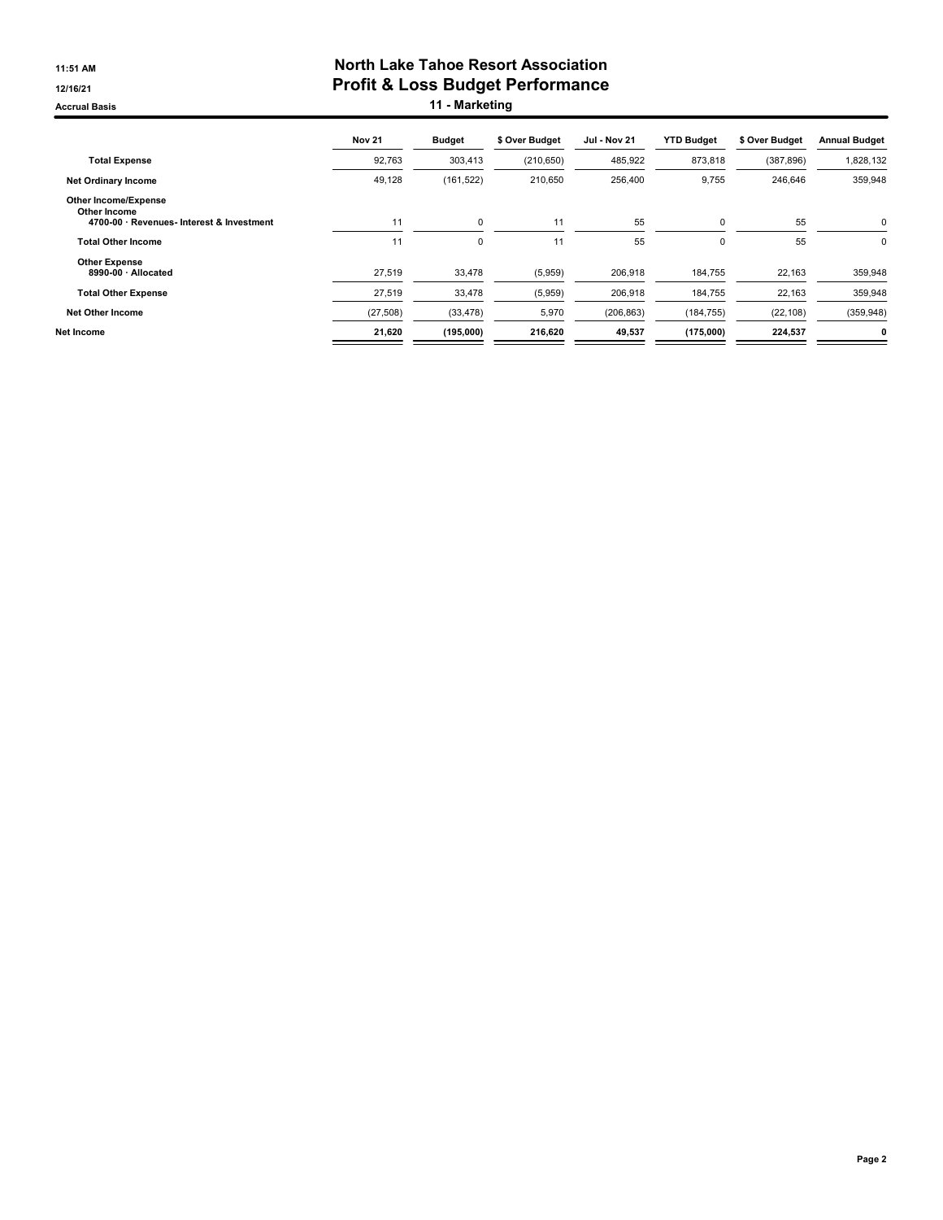# North Lake Tahoe Resort Association

## Profit & Loss Budget Performance

### 11 - Marketing

Accrual Basis

| | Nov 21 | Budget | $ Over Budget | Jul - Nov 21 | YTD Budget | $ Over Budget | Annual Budget |
|---|---|---|---|---|---|---|---|
| **Total Expense** | 92,763 | 303,413 | (210,650) | 485,922 | 873,818 | (387,896) | 1,828,132 |
| **Net Ordinary Income** | 49,128 | (161,522) | 210,650 | 256,400 | 9,755 | 246,646 | 359,948 |
| **Other Income/Expense** | | | | | | | |
| **Other Income** | | | | | | | |
| **4700-00 · Revenues- Interest & Investment** | 11 | 0 | 11 | 55 | 0 | 55 | 0 |
| **Total Other Income** | 11 | 0 | 11 | 55 | 0 | 55 | 0 |
| **Other Expense** | | | | | | | |
| **8990-00 · Allocated** | 27,519 | 33,478 | (5,959) | 206,918 | 184,755 | 22,163 | 359,948 |
| **Total Other Expense** | 27,519 | 33,478 | (5,959) | 206,918 | 184,755 | 22,163 | 359,948 |
| **Net Other Income** | (27,508) | (33,478) | 5,970 | (206,863) | (184,755) | (22,108) | (359,948) |
| **Net Income** | **21,620** | **(195,000)** | **216,620** | **49,537** | **(175,000)** | **224,537** | **0** |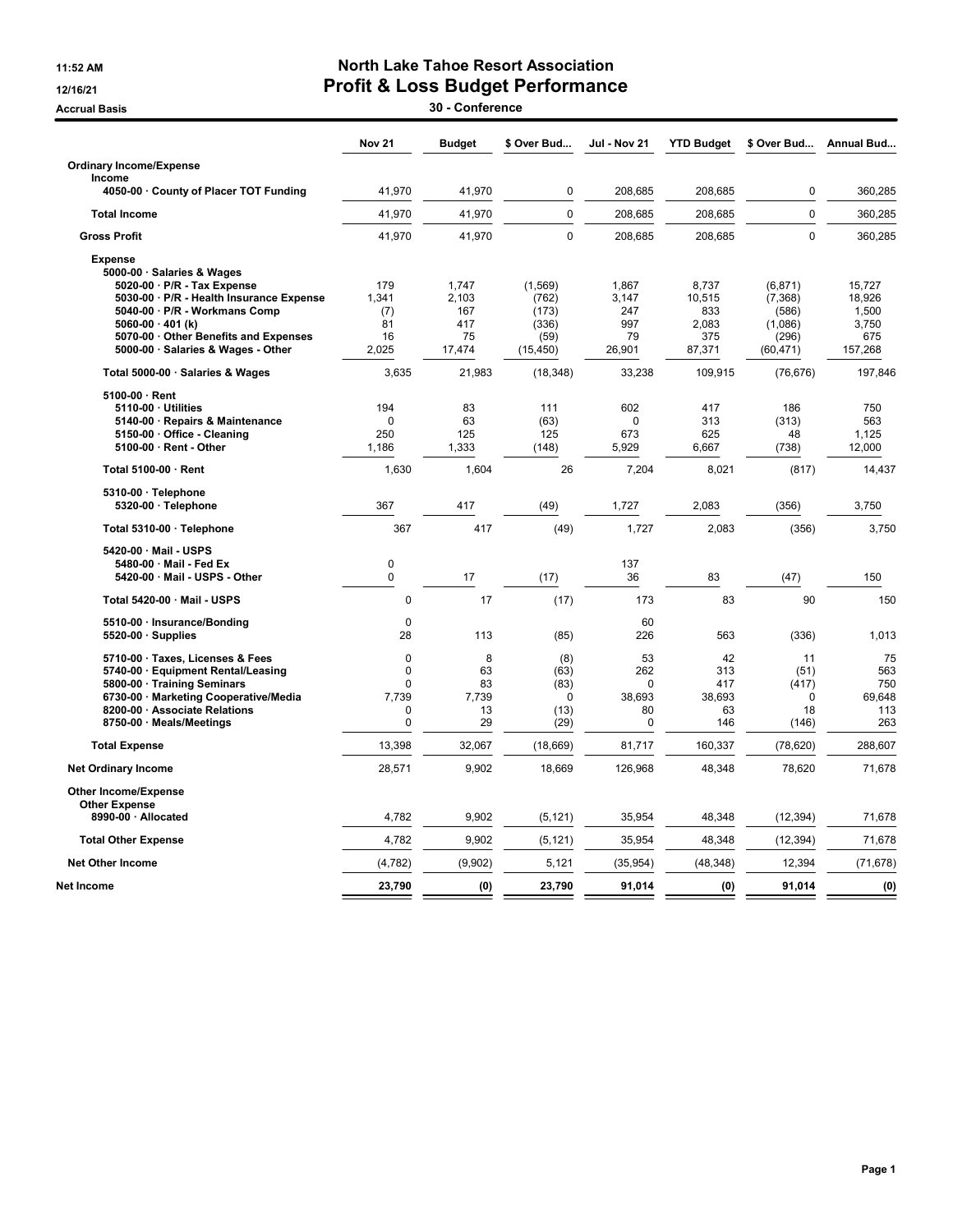11:52 AM

12/16/21

Accrual Basis

# North Lake Tahoe Resort Association
## Profit & Loss Budget Performance
### 30 - Conference

| | Nov 21 | Budget | $ Over Bud... | Jul - Nov 21 | YTD Budget | $ Over Bud... | Annual Bud... |
|---|---|---|---|---|---|---|---|
| **Ordinary Income/Expense** | | | | | | | |
| **Income** | | | | | | | |
| 4050-00 · County of Placer TOT Funding | 41,970 | 41,970 | 0 | 208,685 | 208,685 | 0 | 360,285 |
| **Total Income** | 41,970 | 41,970 | 0 | 208,685 | 208,685 | 0 | 360,285 |
| **Gross Profit** | 41,970 | 41,970 | 0 | 208,685 | 208,685 | 0 | 360,285 |
| **Expense** | | | | | | | |
| 5000-00 · Salaries & Wages | | | | | | | |
| 5020-00 · P/R - Tax Expense | 179 | 1,747 | (1,569) | 1,867 | 8,737 | (6,871) | 15,727 |
| 5030-00 · P/R - Health Insurance Expense | 1,341 | 2,103 | (762) | 3,147 | 10,515 | (7,368) | 18,926 |
| 5040-00 · P/R - Workmans Comp | (7) | 167 | (173) | 247 | 833 | (586) | 1,500 |
| 5060-00 · 401 (k) | 81 | 417 | (336) | 997 | 2,083 | (1,086) | 3,750 |
| 5070-00 · Other Benefits and Expenses | 16 | 75 | (59) | 79 | 375 | (296) | 675 |
| 5000-00 · Salaries & Wages - Other | 2,025 | 17,474 | (15,450) | 26,901 | 87,371 | (60,471) | 157,268 |
| **Total 5000-00 · Salaries & Wages** | 3,635 | 21,983 | (18,348) | 33,238 | 109,915 | (76,676) | 197,846 |
| 5100-00 · Rent | | | | | | | |
| 5110-00 · Utilities | 194 | 83 | 111 | 602 | 417 | 186 | 750 |
| 5140-00 · Repairs & Maintenance | 0 | 63 | (63) | 0 | 313 | (313) | 563 |
| 5150-00 · Office - Cleaning | 250 | 125 | 125 | 673 | 625 | 48 | 1,125 |
| 5100-00 · Rent - Other | 1,186 | 1,333 | (148) | 5,929 | 6,667 | (738) | 12,000 |
| **Total 5100-00 · Rent** | 1,630 | 1,604 | 26 | 7,204 | 8,021 | (817) | 14,437 |
| 5310-00 · Telephone | | | | | | | |
| 5320-00 · Telephone | 367 | 417 | (49) | 1,727 | 2,083 | (356) | 3,750 |
| **Total 5310-00 · Telephone** | 367 | 417 | (49) | 1,727 | 2,083 | (356) | 3,750 |
| 5420-00 · Mail - USPS | | | | | | | |
| 5480-00 · Mail - Fed Ex | 0 | | | 137 | | | |
| 5420-00 · Mail - USPS - Other | 0 | 17 | (17) | 36 | 83 | (47) | 150 |
| **Total 5420-00 · Mail - USPS** | 0 | 17 | (17) | 173 | 83 | 90 | 150 |
| 5510-00 · Insurance/Bonding | 0 | | | 60 | | | |
| 5520-00 · Supplies | 28 | 113 | (85) | 226 | 563 | (336) | 1,013 |
| 5710-00 · Taxes, Licenses & Fees | 0 | 8 | (8) | 53 | 42 | 11 | 75 |
| 5740-00 · Equipment Rental/Leasing | 0 | 63 | (63) | 262 | 313 | (51) | 563 |
| 5800-00 · Training Seminars | 0 | 83 | (83) | 0 | 417 | (417) | 750 |
| 6730-00 · Marketing Cooperative/Media | 7,739 | 7,739 | 0 | 38,693 | 38,693 | 0 | 69,648 |
| 8200-00 · Associate Relations | 0 | 13 | (13) | 80 | 63 | 18 | 113 |
| 8750-00 · Meals/Meetings | 0 | 29 | (29) | 0 | 146 | (146) | 263 |
| **Total Expense** | 13,398 | 32,067 | (18,669) | 81,717 | 160,337 | (78,620) | 288,607 |
| **Net Ordinary Income** | 28,571 | 9,902 | 18,669 | 126,968 | 48,348 | 78,620 | 71,678 |
| **Other Income/Expense** | | | | | | | |
| **Other Expense** | | | | | | | |
| 8990-00 · Allocated | 4,782 | 9,902 | (5,121) | 35,954 | 48,348 | (12,394) | 71,678 |
| **Total Other Expense** | 4,782 | 9,902 | (5,121) | 35,954 | 48,348 | (12,394) | 71,678 |
| **Net Other Income** | (4,782) | (9,902) | 5,121 | (35,954) | (48,348) | 12,394 | (71,678) |
| **Net Income** | **23,790** | **(0)** | **23,790** | **91,014** | **(0)** | **91,014** | **(0)** |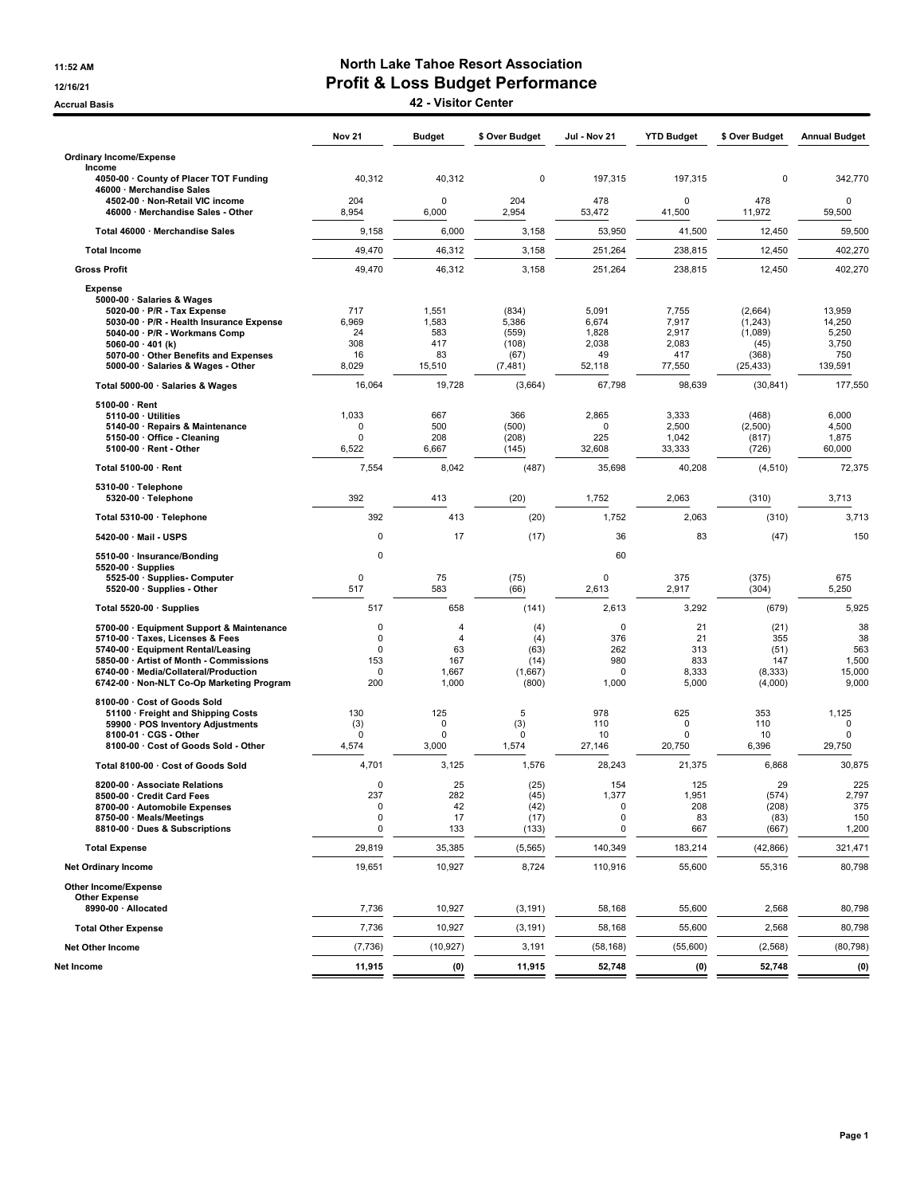11:52 AM

12/16/21

Accrual Basis

# North Lake Tahoe Resort Association
## Profit & Loss Budget Performance
### 42 - Visitor Center

| | Nov 21 | Budget | $ Over Budget | Jul - Nov 21 | YTD Budget | $ Over Budget | Annual Budget |
|---|---|---|---|---|---|---|---|
| **Ordinary Income/Expense** | | | | | | | |
| Income | | | | | | | |
| 4050-00 · County of Placer TOT Funding | 40,312 | 40,312 | 0 | 197,315 | 197,315 | 0 | 342,770 |
| 46000 · Merchandise Sales | | | | | | | |
| 4502-00 · Non-Retail VIC income | 204 | 0 | 204 | 478 | 0 | 478 | 0 |
| 46000 · Merchandise Sales - Other | 8,954 | 6,000 | 2,954 | 53,472 | 41,500 | 11,972 | 59,500 |
| Total 46000 · Merchandise Sales | 9,158 | 6,000 | 3,158 | 53,950 | 41,500 | 12,450 | 59,500 |
| Total Income | 49,470 | 46,312 | 3,158 | 251,264 | 238,815 | 12,450 | 402,270 |
| Gross Profit | 49,470 | 46,312 | 3,158 | 251,264 | 238,815 | 12,450 | 402,270 |
| Expense | | | | | | | |
| 5000-00 · Salaries & Wages | | | | | | | |
| 5020-00 · P/R - Tax Expense | 717 | 1,551 | (834) | 5,091 | 7,755 | (2,664) | 13,959 |
| 5030-00 · P/R - Health Insurance Expense | 6,969 | 1,583 | 5,386 | 6,674 | 7,917 | (1,243) | 14,250 |
| 5040-00 · P/R - Workmans Comp | 24 | 583 | (559) | 1,828 | 2,917 | (1,089) | 5,250 |
| 5060-00 · 401 (k) | 308 | 417 | (108) | 2,038 | 2,083 | (45) | 3,750 |
| 5070-00 · Other Benefits and Expenses | 16 | 83 | (67) | 49 | 417 | (368) | 750 |
| 5000-00 · Salaries & Wages - Other | 8,029 | 15,510 | (7,481) | 52,118 | 77,550 | (25,433) | 139,591 |
| Total 5000-00 · Salaries & Wages | 16,064 | 19,728 | (3,664) | 67,798 | 98,639 | (30,841) | 177,550 |
| 5100-00 · Rent | | | | | | | |
| 5110-00 · Utilities | 1,033 | 667 | 366 | 2,865 | 3,333 | (468) | 6,000 |
| 5140-00 · Repairs & Maintenance | 0 | 500 | (500) | 0 | 2,500 | (2,500) | 4,500 |
| 5150-00 · Office - Cleaning | 0 | 208 | (208) | 225 | 1,042 | (817) | 1,875 |
| 5100-00 · Rent - Other | 6,522 | 6,667 | (145) | 32,608 | 33,333 | (726) | 60,000 |
| Total 5100-00 · Rent | 7,554 | 8,042 | (487) | 35,698 | 40,208 | (4,510) | 72,375 |
| 5310-00 · Telephone | | | | | | | |
| 5320-00 · Telephone | 392 | 413 | (20) | 1,752 | 2,063 | (310) | 3,713 |
| Total 5310-00 · Telephone | 392 | 413 | (20) | 1,752 | 2,063 | (310) | 3,713 |
| 5420-00 · Mail - USPS | 0 | 17 | (17) | 36 | 83 | (47) | 150 |
| 5510-00 · Insurance/Bonding | 0 | | | 60 | | | |
| 5520-00 · Supplies | | | | | | | |
| 5525-00 · Supplies- Computer | 0 | 75 | (75) | 0 | 375 | (375) | 675 |
| 5520-00 · Supplies - Other | 517 | 583 | (66) | 2,613 | 2,917 | (304) | 5,250 |
| Total 5520-00 · Supplies | 517 | 658 | (141) | 2,613 | 3,292 | (679) | 5,925 |
| 5700-00 · Equipment Support & Maintenance | 0 | 4 | (4) | 0 | 21 | (21) | 38 |
| 5710-00 · Taxes, Licenses & Fees | 0 | 4 | (4) | 376 | 21 | 355 | 38 |
| 5740-00 · Equipment Rental/Leasing | 0 | 63 | (63) | 262 | 313 | (51) | 563 |
| 5850-00 · Artist of Month - Commissions | 153 | 167 | (14) | 980 | 833 | 147 | 1,500 |
| 6740-00 · Media/Collateral/Production | 0 | 1,667 | (1,667) | 0 | 8,333 | (8,333) | 15,000 |
| 6742-00 · Non-NLT Co-Op Marketing Program | 200 | 1,000 | (800) | 1,000 | 5,000 | (4,000) | 9,000 |
| 8100-00 · Cost of Goods Sold | | | | | | | |
| 51100 · Freight and Shipping Costs | 130 | 125 | 5 | 978 | 625 | 353 | 1,125 |
| 59900 · POS Inventory Adjustments | (3) | 0 | (3) | 110 | 0 | 110 | 0 |
| 8100-01 · CGS - Other | 0 | 0 | 0 | 10 | 0 | 10 | 0 |
| 8100-00 · Cost of Goods Sold - Other | 4,574 | 3,000 | 1,574 | 27,146 | 20,750 | 6,396 | 29,750 |
| Total 8100-00 · Cost of Goods Sold | 4,701 | 3,125 | 1,576 | 28,243 | 21,375 | 6,868 | 30,875 |
| 8200-00 · Associate Relations | 0 | 25 | (25) | 154 | 125 | 29 | 225 |
| 8500-00 · Credit Card Fees | 237 | 282 | (45) | 1,377 | 1,951 | (574) | 2,797 |
| 8700-00 · Automobile Expenses | 0 | 42 | (42) | 0 | 208 | (208) | 375 |
| 8750-00 · Meals/Meetings | 0 | 17 | (17) | 0 | 83 | (83) | 150 |
| 8810-00 · Dues & Subscriptions | 0 | 133 | (133) | 0 | 667 | (667) | 1,200 |
| Total Expense | 29,819 | 35,385 | (5,565) | 140,349 | 183,214 | (42,866) | 321,471 |
| Net Ordinary Income | 19,651 | 10,927 | 8,724 | 110,916 | 55,600 | 55,316 | 80,798 |
| **Other Income/Expense** | | | | | | | |
| Other Expense | | | | | | | |
| 8990-00 · Allocated | 7,736 | 10,927 | (3,191) | 58,168 | 55,600 | 2,568 | 80,798 |
| Total Other Expense | 7,736 | 10,927 | (3,191) | 58,168 | 55,600 | 2,568 | 80,798 |
| Net Other Income | (7,736) | (10,927) | 3,191 | (58,168) | (55,600) | (2,568) | (80,798) |
| **Net Income** | **11,915** | **(0)** | **11,915** | **52,748** | **(0)** | **52,748** | **(0)** |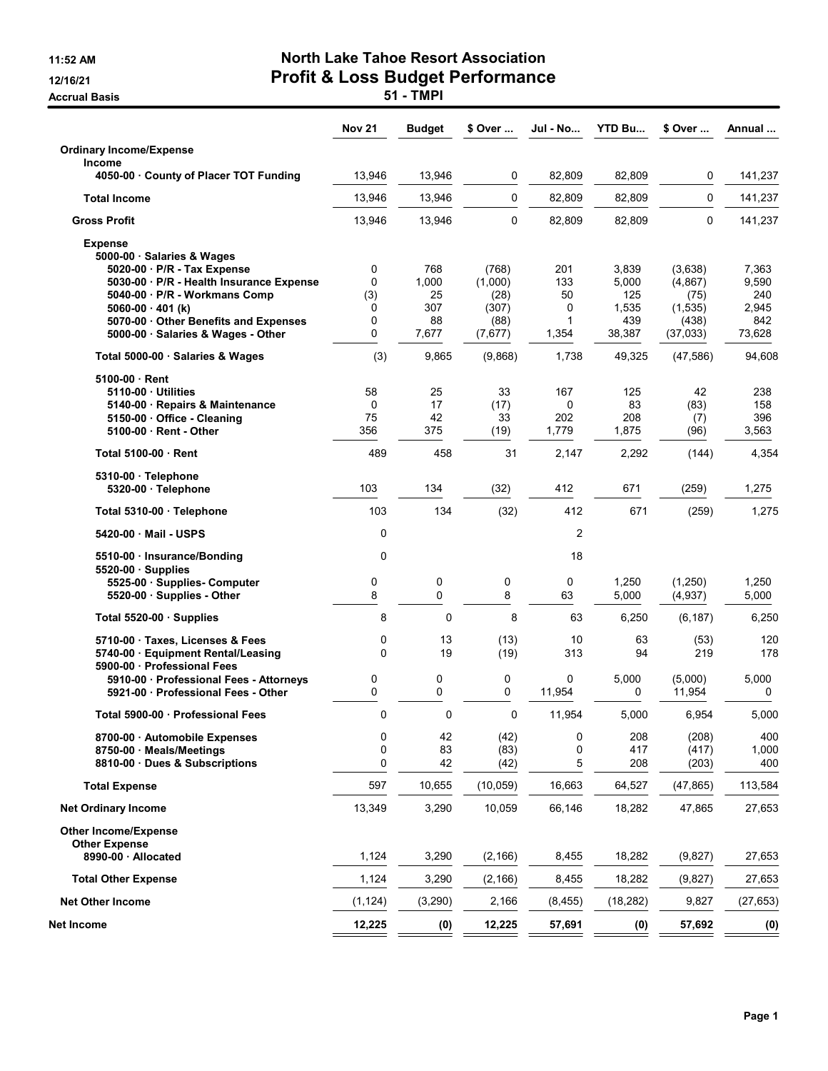# North Lake Tahoe Resort Association

## Profit & Loss Budget Performance

### 51 - TMPI

11:52 AM
12/16/21
Accrual Basis

| | Nov 21 | Budget | $ Over ... | Jul - No... | YTD Bu... | $ Over ... | Annual ... |
|---|---|---|---|---|---|---|---|
| **Ordinary Income/Expense** | | | | | | | |
| **Income** | | | | | | | |
| 4050-00 · County of Placer TOT Funding | 13,946 | 13,946 | 0 | 82,809 | 82,809 | 0 | 141,237 |
| **Total Income** | 13,946 | 13,946 | 0 | 82,809 | 82,809 | 0 | 141,237 |
| **Gross Profit** | 13,946 | 13,946 | 0 | 82,809 | 82,809 | 0 | 141,237 |
| **Expense** | | | | | | | |
| 5000-00 · Salaries & Wages | | | | | | | |
| 5020-00 · P/R - Tax Expense | 0 | 768 | (768) | 201 | 3,839 | (3,638) | 7,363 |
| 5030-00 · P/R - Health Insurance Expense | 0 | 1,000 | (1,000) | 133 | 5,000 | (4,867) | 9,590 |
| 5040-00 · P/R - Workmans Comp | (3) | 25 | (28) | 50 | 125 | (75) | 240 |
| 5060-00 · 401 (k) | 0 | 307 | (307) | 0 | 1,535 | (1,535) | 2,945 |
| 5070-00 · Other Benefits and Expenses | 0 | 88 | (88) | 1 | 439 | (438) | 842 |
| 5000-00 · Salaries & Wages - Other | 0 | 7,677 | (7,677) | 1,354 | 38,387 | (37,033) | 73,628 |
| Total 5000-00 · Salaries & Wages | (3) | 9,865 | (9,868) | 1,738 | 49,325 | (47,586) | 94,608 |
| 5100-00 · Rent | | | | | | | |
| 5110-00 · Utilities | 58 | 25 | 33 | 167 | 125 | 42 | 238 |
| 5140-00 · Repairs & Maintenance | 0 | 17 | (17) | 0 | 83 | (83) | 158 |
| 5150-00 · Office - Cleaning | 75 | 42 | 33 | 202 | 208 | (7) | 396 |
| 5100-00 · Rent - Other | 356 | 375 | (19) | 1,779 | 1,875 | (96) | 3,563 |
| Total 5100-00 · Rent | 489 | 458 | 31 | 2,147 | 2,292 | (144) | 4,354 |
| 5310-00 · Telephone | | | | | | | |
| 5320-00 · Telephone | 103 | 134 | (32) | 412 | 671 | (259) | 1,275 |
| Total 5310-00 · Telephone | 103 | 134 | (32) | 412 | 671 | (259) | 1,275 |
| 5420-00 · Mail - USPS | 0 | | | 2 | | | |
| 5510-00 · Insurance/Bonding | 0 | | | 18 | | | |
| 5520-00 · Supplies | | | | | | | |
| 5525-00 · Supplies- Computer | 0 | 0 | 0 | 0 | 1,250 | (1,250) | 1,250 |
| 5520-00 · Supplies - Other | 8 | 0 | 8 | 63 | 5,000 | (4,937) | 5,000 |
| Total 5520-00 · Supplies | 8 | 0 | 8 | 63 | 6,250 | (6,187) | 6,250 |
| 5710-00 · Taxes, Licenses & Fees | 0 | 13 | (13) | 10 | 63 | (53) | 120 |
| 5740-00 · Equipment Rental/Leasing | 0 | 19 | (19) | 313 | 94 | 219 | 178 |
| 5900-00 · Professional Fees | | | | | | | |
| 5910-00 · Professional Fees - Attorneys | 0 | 0 | 0 | 0 | 5,000 | (5,000) | 5,000 |
| 5921-00 · Professional Fees - Other | 0 | 0 | 0 | 11,954 | 0 | 11,954 | 0 |
| Total 5900-00 · Professional Fees | 0 | 0 | 0 | 11,954 | 5,000 | 6,954 | 5,000 |
| 8700-00 · Automobile Expenses | 0 | 42 | (42) | 0 | 208 | (208) | 400 |
| 8750-00 · Meals/Meetings | 0 | 83 | (83) | 0 | 417 | (417) | 1,000 |
| 8810-00 · Dues & Subscriptions | 0 | 42 | (42) | 5 | 208 | (203) | 400 |
| **Total Expense** | 597 | 10,655 | (10,059) | 16,663 | 64,527 | (47,865) | 113,584 |
| **Net Ordinary Income** | 13,349 | 3,290 | 10,059 | 66,146 | 18,282 | 47,865 | 27,653 |
| **Other Income/Expense** | | | | | | | |
| **Other Expense** | | | | | | | |
| 8990-00 · Allocated | 1,124 | 3,290 | (2,166) | 8,455 | 18,282 | (9,827) | 27,653 |
| **Total Other Expense** | 1,124 | 3,290 | (2,166) | 8,455 | 18,282 | (9,827) | 27,653 |
| **Net Other Income** | (1,124) | (3,290) | 2,166 | (8,455) | (18,282) | 9,827 | (27,653) |
| **Net Income** | 12,225 | (0) | 12,225 | 57,691 | (0) | 57,692 | (0) |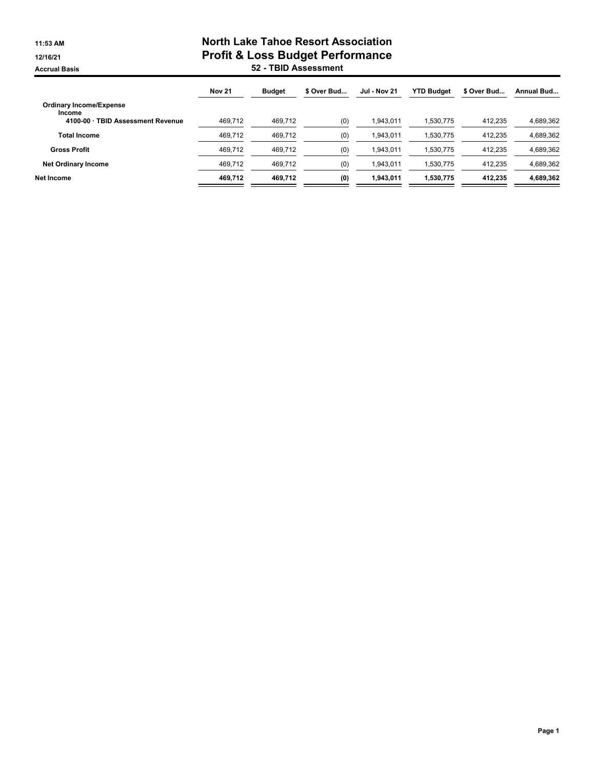11:53 AM
12/16/21
Accrual Basis

# North Lake Tahoe Resort Association
## Profit & Loss Budget Performance
### 52 - TBID Assessment

| | Nov 21 | Budget | $ Over Bud... | Jul - Nov 21 | YTD Budget | $ Over Bud... | Annual Bud... |
|---|---|---|---|---|---|---|---|
| Ordinary Income/Expense | | | | | | | |
| Income | | | | | | | |
| 4100-00 · TBID Assessment Revenue | 469,712 | 469,712 | (0) | 1,943,011 | 1,530,775 | 412,235 | 4,689,362 |
| Total Income | 469,712 | 469,712 | (0) | 1,943,011 | 1,530,775 | 412,235 | 4,689,362 |
| Gross Profit | 469,712 | 469,712 | (0) | 1,943,011 | 1,530,775 | 412,235 | 4,689,362 |
| Net Ordinary Income | 469,712 | 469,712 | (0) | 1,943,011 | 1,530,775 | 412,235 | 4,689,362 |
| **Net Income** | **469,712** | **469,712** | **(0)** | **1,943,011** | **1,530,775** | **412,235** | **4,689,362** |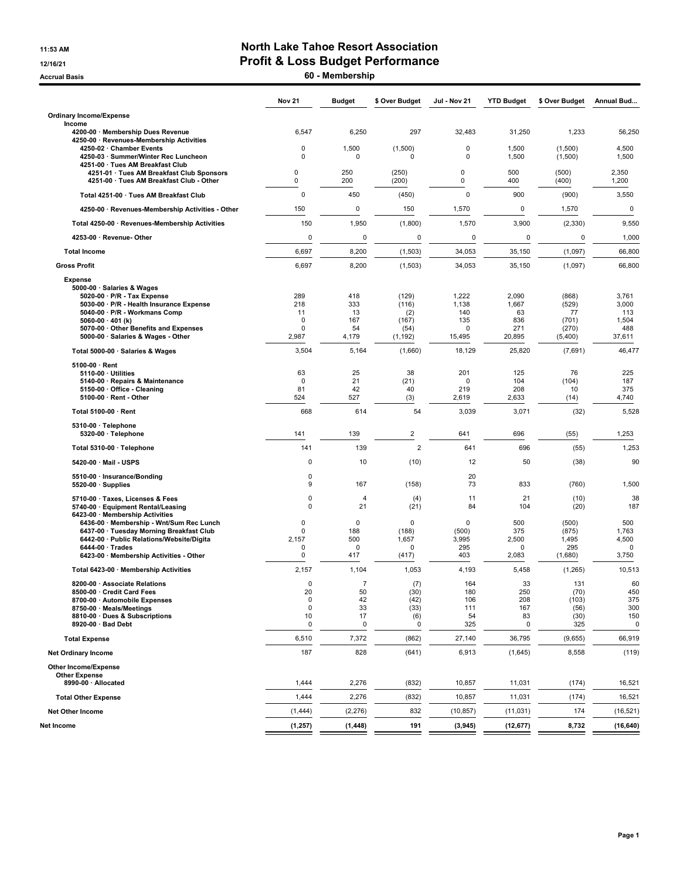11:53 AM
12/16/21
Accrual Basis

# North Lake Tahoe Resort Association
## Profit & Loss Budget Performance
### 60 - Membership

| | Nov 21 | Budget | $ Over Budget | Jul - Nov 21 | YTD Budget | $ Over Budget | Annual Bud... |
|---|---|---|---|---|---|---|---|
| **Ordinary Income/Expense** | | | | | | | |
| Income | | | | | | | |
| 4200-00 · Membership Dues Revenue | 6,547 | 6,250 | 297 | 32,483 | 31,250 | 1,233 | 56,250 |
| 4250-00 · Revenues-Membership Activities | | | | | | | |
| 4250-02 · Chamber Events | 0 | 1,500 | (1,500) | 0 | 1,500 | (1,500) | 4,500 |
| 4250-03 · Summer/Winter Rec Luncheon | 0 | 0 | 0 | 0 | 1,500 | (1,500) | 1,500 |
| 4251-00 · Tues AM Breakfast Club | | | | | | | |
| 4251-01 · Tues AM Breakfast Club Sponsors | 0 | 250 | (250) | 0 | 500 | (500) | 2,350 |
| 4251-00 · Tues AM Breakfast Club - Other | 0 | 200 | (200) | 0 | 400 | (400) | 1,200 |
| Total 4251-00 · Tues AM Breakfast Club | 0 | 450 | (450) | 0 | 900 | (900) | 3,550 |
| 4250-00 · Revenues-Membership Activities - Other | 150 | 0 | 150 | 1,570 | 0 | 1,570 | 0 |
| Total 4250-00 · Revenues-Membership Activities | 150 | 1,950 | (1,800) | 1,570 | 3,900 | (2,330) | 9,550 |
| 4253-00 · Revenue- Other | 0 | 0 | 0 | 0 | 0 | 0 | 1,000 |
| **Total Income** | 6,697 | 8,200 | (1,503) | 34,053 | 35,150 | (1,097) | 66,800 |
| **Gross Profit** | 6,697 | 8,200 | (1,503) | 34,053 | 35,150 | (1,097) | 66,800 |
| Expense | | | | | | | |
| 5000-00 · Salaries & Wages | | | | | | | |
| 5020-00 · P/R - Tax Expense | 289 | 418 | (129) | 1,222 | 2,090 | (868) | 3,761 |
| 5030-00 · P/R - Health Insurance Expense | 218 | 333 | (116) | 1,138 | 1,667 | (529) | 3,000 |
| 5040-00 · P/R - Workmans Comp | 11 | 13 | (2) | 140 | 63 | 77 | 113 |
| 5060-00 · 401 (k) | 0 | 167 | (167) | 135 | 836 | (701) | 1,504 |
| 5070-00 · Other Benefits and Expenses | 0 | 54 | (54) | 0 | 271 | (270) | 488 |
| 5000-00 · Salaries & Wages - Other | 2,987 | 4,179 | (1,192) | 15,495 | 20,895 | (5,400) | 37,611 |
| Total 5000-00 · Salaries & Wages | 3,504 | 5,164 | (1,660) | 18,129 | 25,820 | (7,691) | 46,477 |
| 5100-00 · Rent | | | | | | | |
| 5110-00 · Utilities | 63 | 25 | 38 | 201 | 125 | 76 | 225 |
| 5140-00 · Repairs & Maintenance | 0 | 21 | (21) | 0 | 104 | (104) | 187 |
| 5150-00 · Office - Cleaning | 81 | 42 | 40 | 219 | 208 | 10 | 375 |
| 5100-00 · Rent - Other | 524 | 527 | (3) | 2,619 | 2,633 | (14) | 4,740 |
| Total 5100-00 · Rent | 668 | 614 | 54 | 3,039 | 3,071 | (32) | 5,528 |
| 5310-00 · Telephone | | | | | | | |
| 5320-00 · Telephone | 141 | 139 | 2 | 641 | 696 | (55) | 1,253 |
| Total 5310-00 · Telephone | 141 | 139 | 2 | 641 | 696 | (55) | 1,253 |
| 5420-00 · Mail - USPS | 0 | 10 | (10) | 12 | 50 | (38) | 90 |
| 5510-00 · Insurance/Bonding | 0 | | | 20 | | | |
| 5520-00 · Supplies | 9 | 167 | (158) | 73 | 833 | (760) | 1,500 |
| 5710-00 · Taxes, Licenses & Fees | 0 | 4 | (4) | 11 | 21 | (10) | 38 |
| 5740-00 · Equipment Rental/Leasing | 0 | 21 | (21) | 84 | 104 | (20) | 187 |
| 6423-00 · Membership Activities | | | | | | | |
| 6436-00 · Membership - Wnt/Sum Rec Lunch | 0 | 0 | 0 | 0 | 500 | (500) | 500 |
| 6437-00 · Tuesday Morning Breakfast Club | 0 | 188 | (188) | (500) | 375 | (875) | 1,763 |
| 6442-00 · Public Relations/Website/Digita | 2,157 | 500 | 1,657 | 3,995 | 2,500 | 1,495 | 4,500 |
| 6444-00 · Trades | 0 | 0 | 0 | 295 | 0 | 295 | 0 |
| 6423-00 · Membership Activities - Other | 0 | 417 | (417) | 403 | 2,083 | (1,680) | 3,750 |
| Total 6423-00 · Membership Activities | 2,157 | 1,104 | 1,053 | 4,193 | 5,458 | (1,265) | 10,513 |
| 8200-00 · Associate Relations | 0 | 7 | (7) | 164 | 33 | 131 | 60 |
| 8500-00 · Credit Card Fees | 20 | 50 | (30) | 180 | 250 | (70) | 450 |
| 8700-00 · Automobile Expenses | 0 | 42 | (42) | 106 | 208 | (103) | 375 |
| 8750-00 · Meals/Meetings | 0 | 33 | (33) | 111 | 167 | (56) | 300 |
| 8810-00 · Dues & Subscriptions | 10 | 17 | (6) | 54 | 83 | (30) | 150 |
| 8920-00 · Bad Debt | 0 | 0 | 0 | 325 | 0 | 325 | 0 |
| **Total Expense** | 6,510 | 7,372 | (862) | 27,140 | 36,795 | (9,655) | 66,919 |
| **Net Ordinary Income** | 187 | 828 | (641) | 6,913 | (1,645) | 8,558 | (119) |
| **Other Income/Expense** | | | | | | | |
| Other Expense | | | | | | | |
| 8990-00 · Allocated | 1,444 | 2,276 | (832) | 10,857 | 11,031 | (174) | 16,521 |
| **Total Other Expense** | 1,444 | 2,276 | (832) | 10,857 | 11,031 | (174) | 16,521 |
| **Net Other Income** | (1,444) | (2,276) | 832 | (10,857) | (11,031) | 174 | (16,521) |
| **Net Income** | (1,257) | (1,448) | 191 | (3,945) | (12,677) | 8,732 | (16,640) |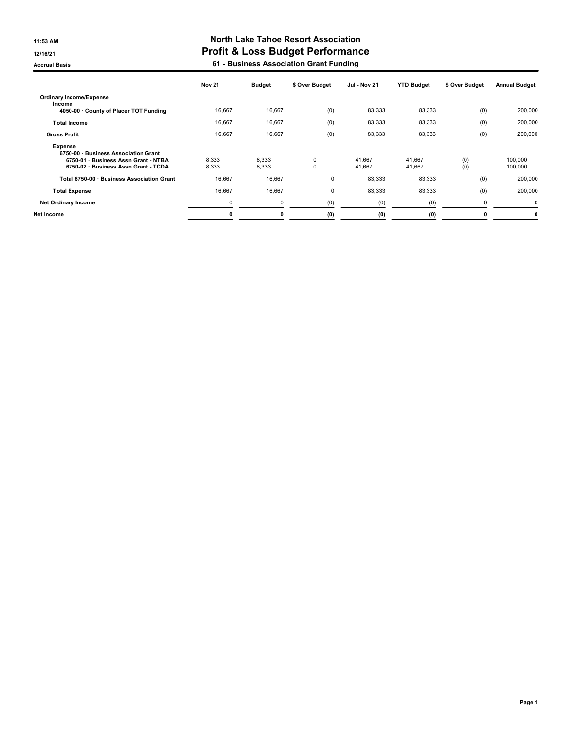**11:53 AM**
**12/16/21**
**Accrual Basis**

# North Lake Tahoe Resort Association
## Profit & Loss Budget Performance
### 61 - Business Association Grant Funding

| | Nov 21 | Budget | $ Over Budget | Jul - Nov 21 | YTD Budget | $ Over Budget | Annual Budget |
|---|---|---|---|---|---|---|---|
| **Ordinary Income/Expense** | | | | | | | |
| **Income** | | | | | | | |
| **4050-00 · County of Placer TOT Funding** | 16,667 | 16,667 | (0) | 83,333 | 83,333 | (0) | 200,000 |
| **Total Income** | 16,667 | 16,667 | (0) | 83,333 | 83,333 | (0) | 200,000 |
| **Gross Profit** | 16,667 | 16,667 | (0) | 83,333 | 83,333 | (0) | 200,000 |
| **Expense** | | | | | | | |
| **6750-00 · Business Association Grant** | | | | | | | |
| **6750-01 · Business Assn Grant - NTBA** | 8,333 | 8,333 | 0 | 41,667 | 41,667 | (0) | 100,000 |
| **6750-02 · Business Assn Grant - TCDA** | 8,333 | 8,333 | 0 | 41,667 | 41,667 | (0) | 100,000 |
| **Total 6750-00 · Business Association Grant** | 16,667 | 16,667 | 0 | 83,333 | 83,333 | (0) | 200,000 |
| **Total Expense** | 16,667 | 16,667 | 0 | 83,333 | 83,333 | (0) | 200,000 |
| **Net Ordinary Income** | 0 | 0 | (0) | (0) | (0) | 0 | 0 |
| **Net Income** | **0** | **0** | **(0)** | **(0)** | **(0)** | **0** | **0** |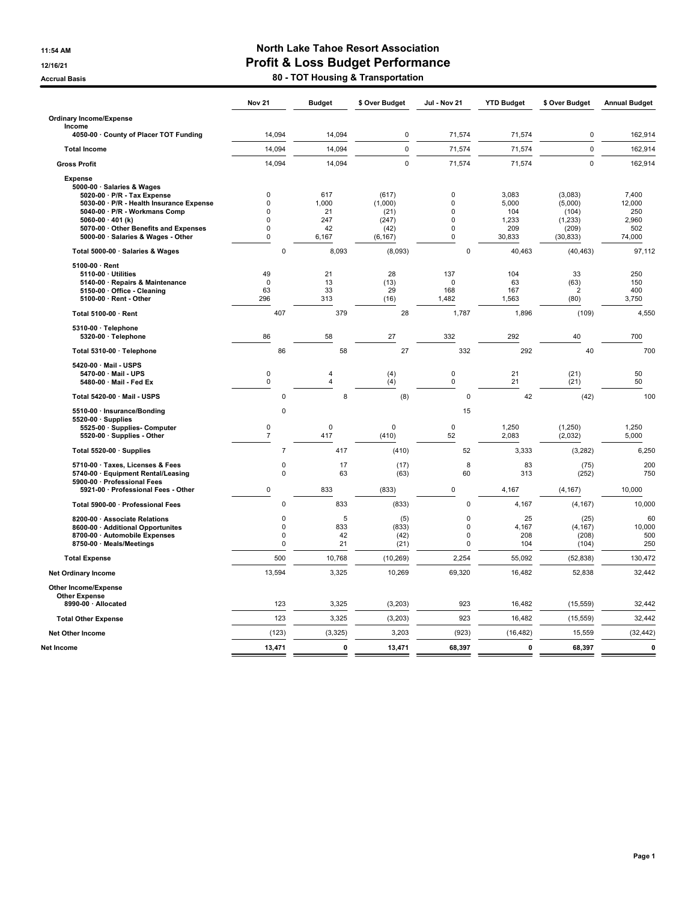11:54 AM

12/16/21

Accrual Basis

# North Lake Tahoe Resort Association
# Profit & Loss Budget Performance
## 80 - TOT Housing & Transportation

| | Nov 21 | Budget | $ Over Budget | Jul - Nov 21 | YTD Budget | $ Over Budget | Annual Budget |
|---|---|---|---|---|---|---|---|
| **Ordinary Income/Expense** | | | | | | | |
| **Income** | | | | | | | |
| 4050-00 · County of Placer TOT Funding | 14,094 | 14,094 | 0 | 71,574 | 71,574 | 0 | 162,914 |
| **Total Income** | 14,094 | 14,094 | 0 | 71,574 | 71,574 | 0 | 162,914 |
| **Gross Profit** | 14,094 | 14,094 | 0 | 71,574 | 71,574 | 0 | 162,914 |
| **Expense** | | | | | | | |
| 5000-00 · Salaries & Wages | | | | | | | |
| 5020-00 · P/R - Tax Expense | 0 | 617 | (617) | 0 | 3,083 | (3,083) | 7,400 |
| 5030-00 · P/R - Health Insurance Expense | 0 | 1,000 | (1,000) | 0 | 5,000 | (5,000) | 12,000 |
| 5040-00 · P/R - Workmans Comp | 0 | 21 | (21) | 0 | 104 | (104) | 250 |
| 5060-00 · 401 (k) | 0 | 247 | (247) | 0 | 1,233 | (1,233) | 2,960 |
| 5070-00 · Other Benefits and Expenses | 0 | 42 | (42) | 0 | 209 | (209) | 502 |
| 5000-00 · Salaries & Wages - Other | 0 | 6,167 | (6,167) | 0 | 30,833 | (30,833) | 74,000 |
| **Total 5000-00 · Salaries & Wages** | 0 | 8,093 | (8,093) | 0 | 40,463 | (40,463) | 97,112 |
| 5100-00 · Rent | | | | | | | |
| 5110-00 · Utilities | 49 | 21 | 28 | 137 | 104 | 33 | 250 |
| 5140-00 · Repairs & Maintenance | 0 | 13 | (13) | 0 | 63 | (63) | 150 |
| 5150-00 · Office - Cleaning | 63 | 33 | 29 | 168 | 167 | 2 | 400 |
| 5100-00 · Rent - Other | 296 | 313 | (16) | 1,482 | 1,563 | (80) | 3,750 |
| **Total 5100-00 · Rent** | 407 | 379 | 28 | 1,787 | 1,896 | (109) | 4,550 |
| 5310-00 · Telephone | | | | | | | |
| 5320-00 · Telephone | 86 | 58 | 27 | 332 | 292 | 40 | 700 |
| **Total 5310-00 · Telephone** | 86 | 58 | 27 | 332 | 292 | 40 | 700 |
| 5420-00 · Mail - USPS | | | | | | | |
| 5470-00 · Mail - UPS | 0 | 4 | (4) | 0 | 21 | (21) | 50 |
| 5480-00 · Mail - Fed Ex | 0 | 4 | (4) | 0 | 21 | (21) | 50 |
| **Total 5420-00 · Mail - USPS** | 0 | 8 | (8) | 0 | 42 | (42) | 100 |
| 5510-00 · Insurance/Bonding | 0 | | | 15 | | | |
| 5520-00 · Supplies | | | | | | | |
| 5525-00 · Supplies- Computer | 0 | 0 | 0 | 0 | 1,250 | (1,250) | 1,250 |
| 5520-00 · Supplies - Other | 7 | 417 | (410) | 52 | 2,083 | (2,032) | 5,000 |
| **Total 5520-00 · Supplies** | 7 | 417 | (410) | 52 | 3,333 | (3,282) | 6,250 |
| 5710-00 · Taxes, Licenses & Fees | 0 | 17 | (17) | 8 | 83 | (75) | 200 |
| 5740-00 · Equipment Rental/Leasing | 0 | 63 | (63) | 60 | 313 | (252) | 750 |
| 5900-00 · Professional Fees | | | | | | | |
| 5921-00 · Professional Fees - Other | 0 | 833 | (833) | 0 | 4,167 | (4,167) | 10,000 |
| **Total 5900-00 · Professional Fees** | 0 | 833 | (833) | 0 | 4,167 | (4,167) | 10,000 |
| 8200-00 · Associate Relations | 0 | 5 | (5) | 0 | 25 | (25) | 60 |
| 8600-00 · Additional Opportunites | 0 | 833 | (833) | 0 | 4,167 | (4,167) | 10,000 |
| 8700-00 · Automobile Expenses | 0 | 42 | (42) | 0 | 208 | (208) | 500 |
| 8750-00 · Meals/Meetings | 0 | 21 | (21) | 0 | 104 | (104) | 250 |
| **Total Expense** | 500 | 10,768 | (10,269) | 2,254 | 55,092 | (52,838) | 130,472 |
| **Net Ordinary Income** | 13,594 | 3,325 | 10,269 | 69,320 | 16,482 | 52,838 | 32,442 |
| **Other Income/Expense** | | | | | | | |
| **Other Expense** | | | | | | | |
| 8990-00 · Allocated | 123 | 3,325 | (3,203) | 923 | 16,482 | (15,559) | 32,442 |
| **Total Other Expense** | 123 | 3,325 | (3,203) | 923 | 16,482 | (15,559) | 32,442 |
| **Net Other Income** | (123) | (3,325) | 3,203 | (923) | (16,482) | 15,559 | (32,442) |
| **Net Income** | **13,471** | **0** | **13,471** | **68,397** | **0** | **68,397** | **0** |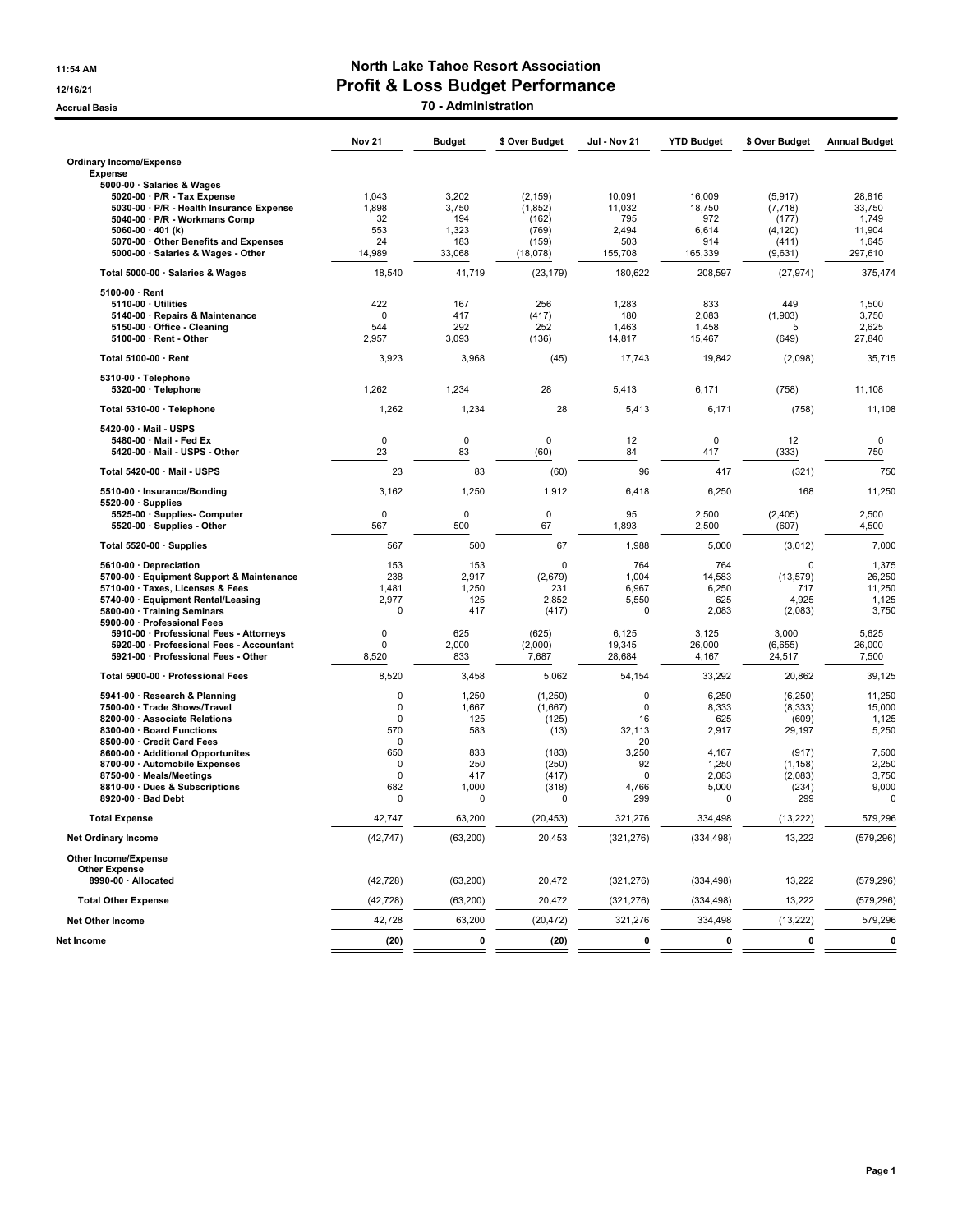11:54 AM

12/16/21

Accrual Basis

# North Lake Tahoe Resort Association

## Profit & Loss Budget Performance

### 70 - Administration

| | Nov 21 | Budget | $ Over Budget | Jul - Nov 21 | YTD Budget | $ Over Budget | Annual Budget |
|---|---|---|---|---|---|---|---|
| **Ordinary Income/Expense** | | | | | | | |
| **Expense** | | | | | | | |
| **5000-00 · Salaries & Wages** | | | | | | | |
| 5020-00 · P/R - Tax Expense | 1,043 | 3,202 | (2,159) | 10,091 | 16,009 | (5,917) | 28,816 |
| 5030-00 · P/R - Health Insurance Expense | 1,898 | 3,750 | (1,852) | 11,032 | 18,750 | (7,718) | 33,750 |
| 5040-00 · P/R - Workmans Comp | 32 | 194 | (162) | 795 | 972 | (177) | 1,749 |
| 5060-00 · 401 (k) | 553 | 1,323 | (769) | 2,494 | 6,614 | (4,120) | 11,904 |
| 5070-00 · Other Benefits and Expenses | 24 | 183 | (159) | 503 | 914 | (411) | 1,645 |
| 5000-00 · Salaries & Wages - Other | 14,989 | 33,068 | (18,078) | 155,708 | 165,339 | (9,631) | 297,610 |
| **Total 5000-00 · Salaries & Wages** | 18,540 | 41,719 | (23,179) | 180,622 | 208,597 | (27,974) | 375,474 |
| **5100-00 · Rent** | | | | | | | |
| 5110-00 · Utilities | 422 | 167 | 256 | 1,283 | 833 | 449 | 1,500 |
| 5140-00 · Repairs & Maintenance | 0 | 417 | (417) | 180 | 2,083 | (1,903) | 3,750 |
| 5150-00 · Office - Cleaning | 544 | 292 | 252 | 1,463 | 1,458 | 5 | 2,625 |
| 5100-00 · Rent - Other | 2,957 | 3,093 | (136) | 14,817 | 15,467 | (649) | 27,840 |
| **Total 5100-00 · Rent** | 3,923 | 3,968 | (45) | 17,743 | 19,842 | (2,098) | 35,715 |
| **5310-00 · Telephone** | | | | | | | |
| 5320-00 · Telephone | 1,262 | 1,234 | 28 | 5,413 | 6,171 | (758) | 11,108 |
| **Total 5310-00 · Telephone** | 1,262 | 1,234 | 28 | 5,413 | 6,171 | (758) | 11,108 |
| **5420-00 · Mail - USPS** | | | | | | | |
| 5480-00 · Mail - Fed Ex | 0 | 0 | 0 | 12 | 0 | 12 | 0 |
| 5420-00 · Mail - USPS - Other | 23 | 83 | (60) | 84 | 417 | (333) | 750 |
| **Total 5420-00 · Mail - USPS** | 23 | 83 | (60) | 96 | 417 | (321) | 750 |
| 5510-00 · Insurance/Bonding | 3,162 | 1,250 | 1,912 | 6,418 | 6,250 | 168 | 11,250 |
| **5520-00 · Supplies** | | | | | | | |
| 5525-00 · Supplies- Computer | 0 | 0 | 0 | 95 | 2,500 | (2,405) | 2,500 |
| 5520-00 · Supplies - Other | 567 | 500 | 67 | 1,893 | 2,500 | (607) | 4,500 |
| **Total 5520-00 · Supplies** | 567 | 500 | 67 | 1,988 | 5,000 | (3,012) | 7,000 |
| 5610-00 · Depreciation | 153 | 153 | 0 | 764 | 764 | 0 | 1,375 |
| 5700-00 · Equipment Support & Maintenance | 238 | 2,917 | (2,679) | 1,004 | 14,583 | (13,579) | 26,250 |
| 5710-00 · Taxes, Licenses & Fees | 1,481 | 1,250 | 231 | 6,967 | 6,250 | 717 | 11,250 |
| 5740-00 · Equipment Rental/Leasing | 2,977 | 125 | 2,852 | 5,550 | 625 | 4,925 | 1,125 |
| 5800-00 · Training Seminars | 0 | 417 | (417) | 0 | 2,083 | (2,083) | 3,750 |
| **5900-00 · Professional Fees** | | | | | | | |
| 5910-00 · Professional Fees - Attorneys | 0 | 625 | (625) | 6,125 | 3,125 | 3,000 | 5,625 |
| 5920-00 · Professional Fees - Accountant | 0 | 2,000 | (2,000) | 19,345 | 26,000 | (6,655) | 26,000 |
| 5921-00 · Professional Fees - Other | 8,520 | 833 | 7,687 | 28,684 | 4,167 | 24,517 | 7,500 |
| **Total 5900-00 · Professional Fees** | 8,520 | 3,458 | 5,062 | 54,154 | 33,292 | 20,862 | 39,125 |
| 5941-00 · Research & Planning | 0 | 1,250 | (1,250) | 0 | 6,250 | (6,250) | 11,250 |
| 7500-00 · Trade Shows/Travel | 0 | 1,667 | (1,667) | 0 | 8,333 | (8,333) | 15,000 |
| 8200-00 · Associate Relations | 0 | 125 | (125) | 16 | 625 | (609) | 1,125 |
| 8300-00 · Board Functions | 570 | 583 | (13) | 32,113 | 2,917 | 29,197 | 5,250 |
| 8500-00 · Credit Card Fees | 0 | | | 20 | | | |
| 8600-00 · Additional Opportunites | 650 | 833 | (183) | 3,250 | 4,167 | (917) | 7,500 |
| 8700-00 · Automobile Expenses | 0 | 250 | (250) | 92 | 1,250 | (1,158) | 2,250 |
| 8750-00 · Meals/Meetings | 0 | 417 | (417) | 0 | 2,083 | (2,083) | 3,750 |
| 8810-00 · Dues & Subscriptions | 682 | 1,000 | (318) | 4,766 | 5,000 | (234) | 9,000 |
| 8920-00 · Bad Debt | 0 | 0 | 0 | 299 | 0 | 299 | 0 |
| **Total Expense** | 42,747 | 63,200 | (20,453) | 321,276 | 334,498 | (13,222) | 579,296 |
| **Net Ordinary Income** | (42,747) | (63,200) | 20,453 | (321,276) | (334,498) | 13,222 | (579,296) |
| **Other Income/Expense** | | | | | | | |
| **Other Expense** | | | | | | | |
| 8990-00 · Allocated | (42,728) | (63,200) | 20,472 | (321,276) | (334,498) | 13,222 | (579,296) |
| **Total Other Expense** | (42,728) | (63,200) | 20,472 | (321,276) | (334,498) | 13,222 | (579,296) |
| **Net Other Income** | 42,728 | 63,200 | (20,472) | 321,276 | 334,498 | (13,222) | 579,296 |
| **Net Income** | **(20)** | **0** | **(20)** | **0** | **0** | **0** | **0** |